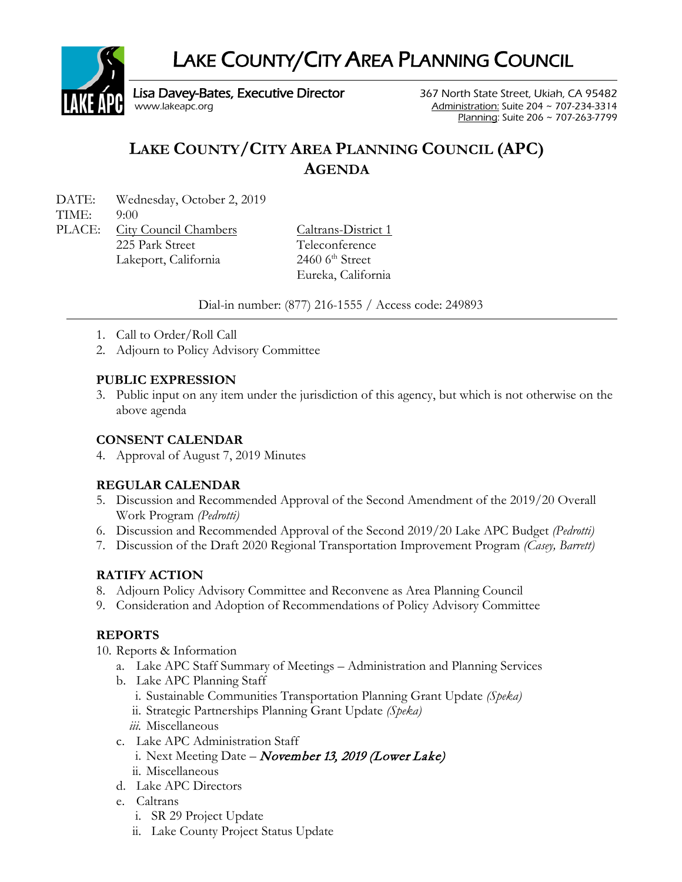# LAKE COUNTY/CITY AREA PLANNING COUNCIL

Lisa Davey-Bates, Executive Director
www.lakeapc.org

367 North State Street, Ukiah, CA 95482
Administration: Suite 204 ~ 707-234-3314
Planning: Suite 206 ~ 707-263-7799

## LAKE COUNTY/CITY AREA PLANNING COUNCIL (APC) AGENDA

DATE: Wednesday, October 2, 2019
TIME: 9:00
PLACE: City Council Chambers
225 Park Street
Lakeport, California

Caltrans-District 1
Teleconference
2460 6th Street
Eureka, California

Dial-in number: (877) 216-1555 / Access code: 249893

1. Call to Order/Roll Call
2. Adjourn to Policy Advisory Committee

**PUBLIC EXPRESSION**

3. Public input on any item under the jurisdiction of this agency, but which is not otherwise on the above agenda

**CONSENT CALENDAR**

4. Approval of August 7, 2019 Minutes

**REGULAR CALENDAR**

5. Discussion and Recommended Approval of the Second Amendment of the 2019/20 Overall Work Program *(Pedrotti)*
6. Discussion and Recommended Approval of the Second 2019/20 Lake APC Budget *(Pedrotti)*
7. Discussion of the Draft 2020 Regional Transportation Improvement Program *(Casey, Barrett)*

**RATIFY ACTION**

8. Adjourn Policy Advisory Committee and Reconvene as Area Planning Council
9. Consideration and Adoption of Recommendations of Policy Advisory Committee

**REPORTS**

10. Reports & Information
    a. Lake APC Staff Summary of Meetings – Administration and Planning Services
    b. Lake APC Planning Staff
       i. Sustainable Communities Transportation Planning Grant Update *(Speka)*
       ii. Strategic Partnerships Planning Grant Update *(Speka)*
       iii. Miscellaneous
    c. Lake APC Administration Staff
       i. Next Meeting Date – *November 13, 2019 (Lower Lake)*
       ii. Miscellaneous
    d. Lake APC Directors
    e. Caltrans
       i. SR 29 Project Update
       ii. Lake County Project Status Update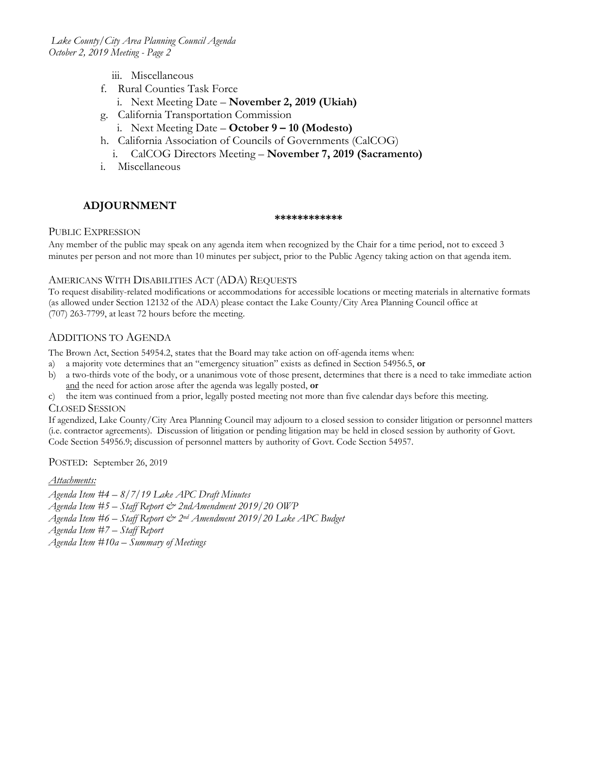- iii. Miscellaneous
- f. Rural Counties Task Force
  - i. Next Meeting Date – **November 2, 2019 (Ukiah)**
- g. California Transportation Commission
  - i. Next Meeting Date – **October 9 – 10 (Modesto)**
- h. California Association of Councils of Governments (CalCOG)
  - i. CalCOG Directors Meeting – **November 7, 2019 (Sacramento)**
- i. Miscellaneous

## ADJOURNMENT

************

PUBLIC EXPRESSION

Any member of the public may speak on any agenda item when recognized by the Chair for a time period, not to exceed 3 minutes per person and not more than 10 minutes per subject, prior to the Public Agency taking action on that agenda item.

AMERICANS WITH DISABILITIES ACT (ADA) REQUESTS

To request disability-related modifications or accommodations for accessible locations or meeting materials in alternative formats (as allowed under Section 12132 of the ADA) please contact the Lake County/City Area Planning Council office at (707) 263-7799, at least 72 hours before the meeting.

ADDITIONS TO AGENDA

The Brown Act, Section 54954.2, states that the Board may take action on off-agenda items when:

a) a majority vote determines that an "emergency situation" exists as defined in Section 54956.5, **or**
b) a two-thirds vote of the body, or a unanimous vote of those present, determines that there is a need to take immediate action and the need for action arose after the agenda was legally posted, **or**
c) the item was continued from a prior, legally posted meeting not more than five calendar days before this meeting.

CLOSED SESSION

If agendized, Lake County/City Area Planning Council may adjourn to a closed session to consider litigation or personnel matters (i.e. contractor agreements). Discussion of litigation or pending litigation may be held in closed session by authority of Govt. Code Section 54956.9; discussion of personnel matters by authority of Govt. Code Section 54957.

POSTED: September 26, 2019

*Attachments:*

*Agenda Item #4 – 8/7/19 Lake APC Draft Minutes*
*Agenda Item #5 – Staff Report & 2ndAmendment 2019/20 OWP*
*Agenda Item #6 – Staff Report & 2nd Amendment 2019/20 Lake APC Budget*
*Agenda Item #7 – Staff Report*
*Agenda Item #10a – Summary of Meetings*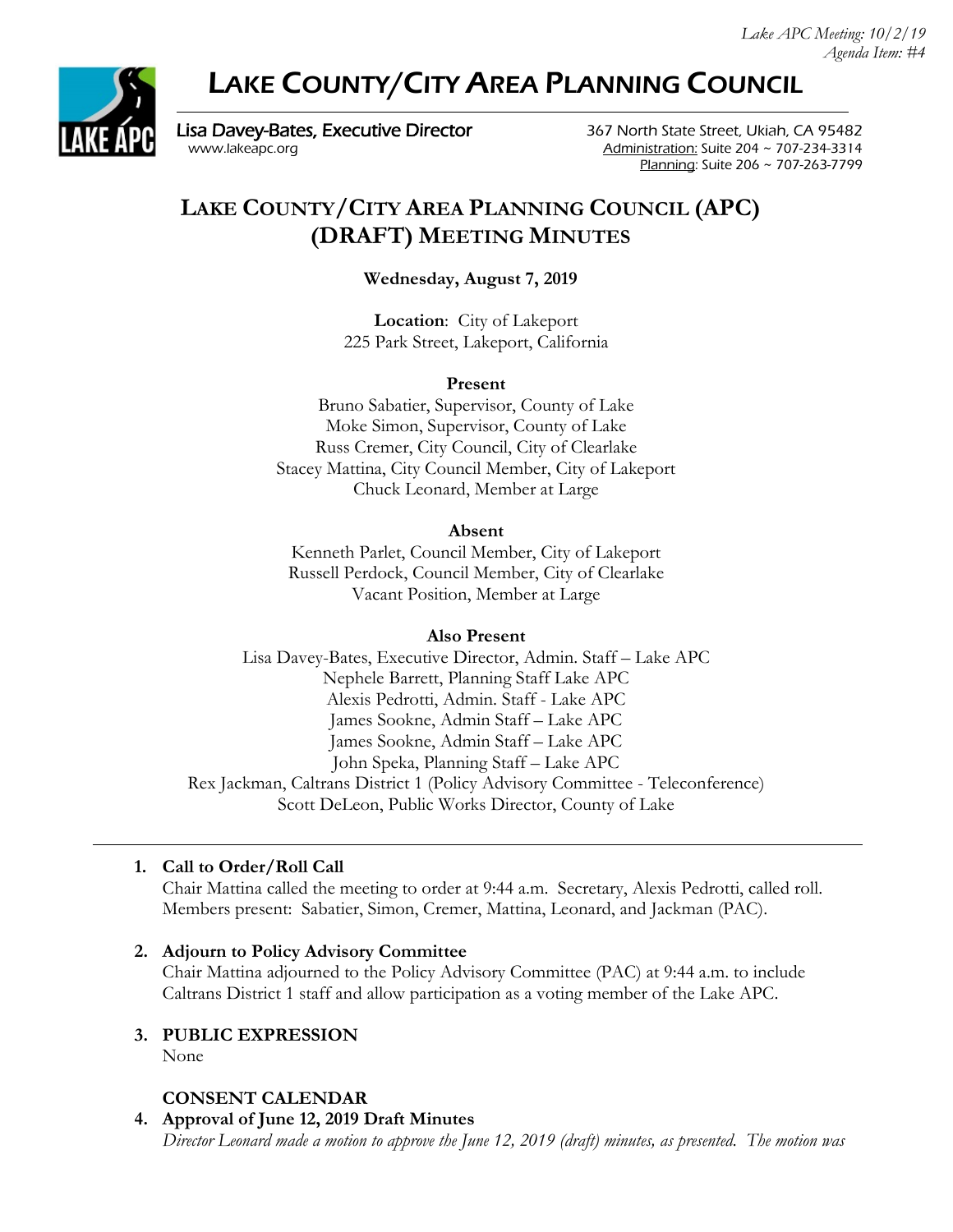# LAKE COUNTY/CITY AREA PLANNING COUNCIL

**Lisa Davey-Bates, Executive Director**
www.lakeapc.org

367 North State Street, Ukiah, CA 95482
Administration: Suite 204 ~ 707-234-3314
Planning: Suite 206 ~ 707-263-7799

## LAKE COUNTY/CITY AREA PLANNING COUNCIL (APC) (DRAFT) MEETING MINUTES

**Wednesday, August 7, 2019**

**Location**: City of Lakeport
225 Park Street, Lakeport, California

**Present**

Bruno Sabatier, Supervisor, County of Lake
Moke Simon, Supervisor, County of Lake
Russ Cremer, City Council, City of Clearlake
Stacey Mattina, City Council Member, City of Lakeport
Chuck Leonard, Member at Large

**Absent**

Kenneth Parlet, Council Member, City of Lakeport
Russell Perdock, Council Member, City of Clearlake
Vacant Position, Member at Large

**Also Present**

Lisa Davey-Bates, Executive Director, Admin. Staff – Lake APC
Nephele Barrett, Planning Staff Lake APC
Alexis Pedrotti, Admin. Staff - Lake APC
James Sookne, Admin Staff – Lake APC
James Sookne, Admin Staff – Lake APC
John Speka, Planning Staff – Lake APC
Rex Jackman, Caltrans District 1 (Policy Advisory Committee - Teleconference)
Scott DeLeon, Public Works Director, County of Lake

---

1. **Call to Order/Roll Call**
   Chair Mattina called the meeting to order at 9:44 a.m. Secretary, Alexis Pedrotti, called roll. Members present: Sabatier, Simon, Cremer, Mattina, Leonard, and Jackman (PAC).

2. **Adjourn to Policy Advisory Committee**
   Chair Mattina adjourned to the Policy Advisory Committee (PAC) at 9:44 a.m. to include Caltrans District 1 staff and allow participation as a voting member of the Lake APC.

3. **PUBLIC EXPRESSION**
   None

   **CONSENT CALENDAR**

4. **Approval of June 12, 2019 Draft Minutes**
   *Director Leonard made a motion to approve the June 12, 2019 (draft) minutes, as presented. The motion was*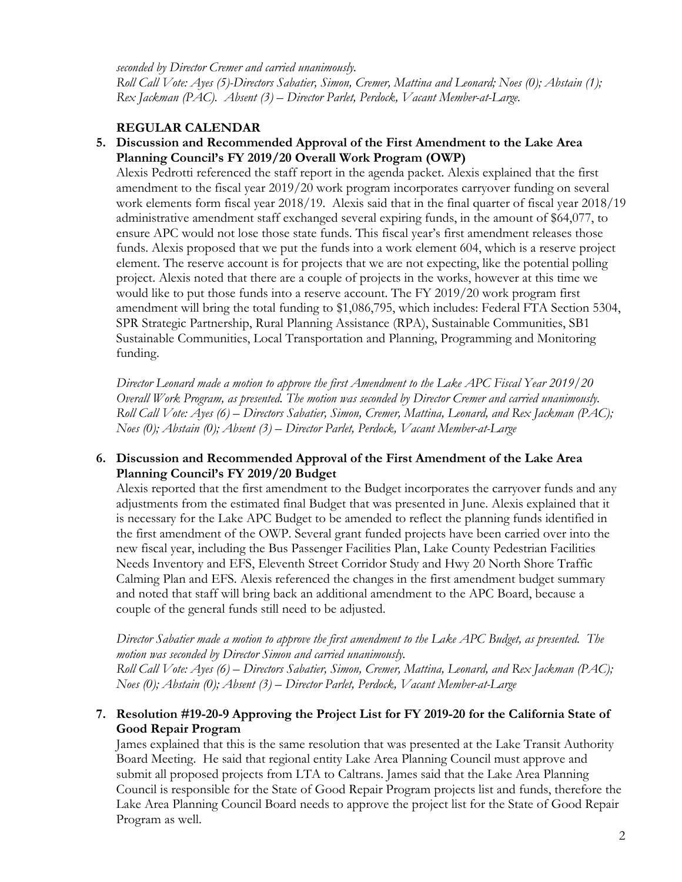*seconded by Director Cremer and carried unanimously.*
*Roll Call Vote: Ayes (5)-Directors Sabatier, Simon, Cremer, Mattina and Leonard; Noes (0); Abstain (1); Rex Jackman (PAC). Absent (3) – Director Parlet, Perdock, Vacant Member-at-Large.*

**REGULAR CALENDAR**

**5. Discussion and Recommended Approval of the First Amendment to the Lake Area Planning Council's FY 2019/20 Overall Work Program (OWP)**

Alexis Pedrotti referenced the staff report in the agenda packet. Alexis explained that the first amendment to the fiscal year 2019/20 work program incorporates carryover funding on several work elements form fiscal year 2018/19. Alexis said that in the final quarter of fiscal year 2018/19 administrative amendment staff exchanged several expiring funds, in the amount of $64,077, to ensure APC would not lose those state funds. This fiscal year's first amendment releases those funds. Alexis proposed that we put the funds into a work element 604, which is a reserve project element. The reserve account is for projects that we are not expecting, like the potential polling project. Alexis noted that there are a couple of projects in the works, however at this time we would like to put those funds into a reserve account. The FY 2019/20 work program first amendment will bring the total funding to $1,086,795, which includes: Federal FTA Section 5304, SPR Strategic Partnership, Rural Planning Assistance (RPA), Sustainable Communities, SB1 Sustainable Communities, Local Transportation and Planning, Programming and Monitoring funding.

*Director Leonard made a motion to approve the first Amendment to the Lake APC Fiscal Year 2019/20 Overall Work Program, as presented. The motion was seconded by Director Cremer and carried unanimously.*
*Roll Call Vote: Ayes (6) – Directors Sabatier, Simon, Cremer, Mattina, Leonard, and Rex Jackman (PAC); Noes (0); Abstain (0); Absent (3) – Director Parlet, Perdock, Vacant Member-at-Large*

**6. Discussion and Recommended Approval of the First Amendment of the Lake Area Planning Council's FY 2019/20 Budget**

Alexis reported that the first amendment to the Budget incorporates the carryover funds and any adjustments from the estimated final Budget that was presented in June. Alexis explained that it is necessary for the Lake APC Budget to be amended to reflect the planning funds identified in the first amendment of the OWP. Several grant funded projects have been carried over into the new fiscal year, including the Bus Passenger Facilities Plan, Lake County Pedestrian Facilities Needs Inventory and EFS, Eleventh Street Corridor Study and Hwy 20 North Shore Traffic Calming Plan and EFS. Alexis referenced the changes in the first amendment budget summary and noted that staff will bring back an additional amendment to the APC Board, because a couple of the general funds still need to be adjusted.

*Director Sabatier made a motion to approve the first amendment to the Lake APC Budget, as presented. The motion was seconded by Director Simon and carried unanimously.*
*Roll Call Vote: Ayes (6) – Directors Sabatier, Simon, Cremer, Mattina, Leonard, and Rex Jackman (PAC); Noes (0); Abstain (0); Absent (3) – Director Parlet, Perdock, Vacant Member-at-Large*

**7. Resolution #19-20-9 Approving the Project List for FY 2019-20 for the California State of Good Repair Program**

James explained that this is the same resolution that was presented at the Lake Transit Authority Board Meeting. He said that regional entity Lake Area Planning Council must approve and submit all proposed projects from LTA to Caltrans. James said that the Lake Area Planning Council is responsible for the State of Good Repair Program projects list and funds, therefore the Lake Area Planning Council Board needs to approve the project list for the State of Good Repair Program as well.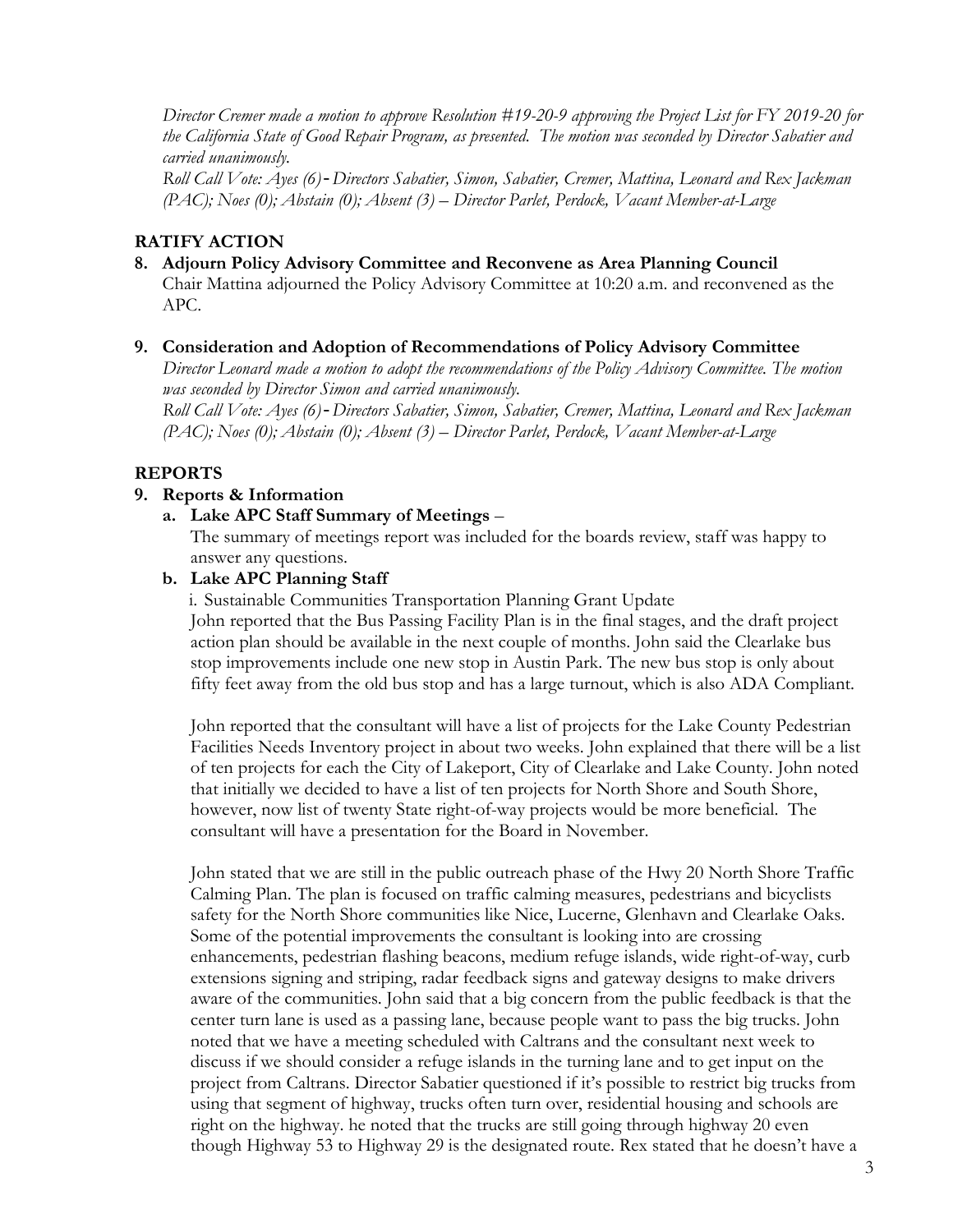*Director Cremer made a motion to approve Resolution #19-20-9 approving the Project List for FY 2019-20 for the California State of Good Repair Program, as presented. The motion was seconded by Director Sabatier and carried unanimously.*

*Roll Call Vote: Ayes (6)- Directors Sabatier, Simon, Sabatier, Cremer, Mattina, Leonard and Rex Jackman (PAC); Noes (0); Abstain (0); Absent (3) – Director Parlet, Perdock, Vacant Member-at-Large*

## RATIFY ACTION

**8. Adjourn Policy Advisory Committee and Reconvene as Area Planning Council**

Chair Mattina adjourned the Policy Advisory Committee at 10:20 a.m. and reconvened as the APC.

**9. Consideration and Adoption of Recommendations of Policy Advisory Committee**

*Director Leonard made a motion to adopt the recommendations of the Policy Advisory Committee. The motion was seconded by Director Simon and carried unanimously.*

*Roll Call Vote: Ayes (6)- Directors Sabatier, Simon, Sabatier, Cremer, Mattina, Leonard and Rex Jackman (PAC); Noes (0); Abstain (0); Absent (3) – Director Parlet, Perdock, Vacant Member-at-Large*

## REPORTS

**9. Reports & Information**

**a. Lake APC Staff Summary of Meetings** –

The summary of meetings report was included for the boards review, staff was happy to answer any questions.

**b. Lake APC Planning Staff**

i. Sustainable Communities Transportation Planning Grant Update

John reported that the Bus Passing Facility Plan is in the final stages, and the draft project action plan should be available in the next couple of months. John said the Clearlake bus stop improvements include one new stop in Austin Park. The new bus stop is only about fifty feet away from the old bus stop and has a large turnout, which is also ADA Compliant.

John reported that the consultant will have a list of projects for the Lake County Pedestrian Facilities Needs Inventory project in about two weeks. John explained that there will be a list of ten projects for each the City of Lakeport, City of Clearlake and Lake County. John noted that initially we decided to have a list of ten projects for North Shore and South Shore, however, now list of twenty State right-of-way projects would be more beneficial. The consultant will have a presentation for the Board in November.

John stated that we are still in the public outreach phase of the Hwy 20 North Shore Traffic Calming Plan. The plan is focused on traffic calming measures, pedestrians and bicyclists safety for the North Shore communities like Nice, Lucerne, Glenhavn and Clearlake Oaks. Some of the potential improvements the consultant is looking into are crossing enhancements, pedestrian flashing beacons, medium refuge islands, wide right-of-way, curb extensions signing and striping, radar feedback signs and gateway designs to make drivers aware of the communities. John said that a big concern from the public feedback is that the center turn lane is used as a passing lane, because people want to pass the big trucks. John noted that we have a meeting scheduled with Caltrans and the consultant next week to discuss if we should consider a refuge islands in the turning lane and to get input on the project from Caltrans. Director Sabatier questioned if it's possible to restrict big trucks from using that segment of highway, trucks often turn over, residential housing and schools are right on the highway. he noted that the trucks are still going through highway 20 even though Highway 53 to Highway 29 is the designated route. Rex stated that he doesn't have a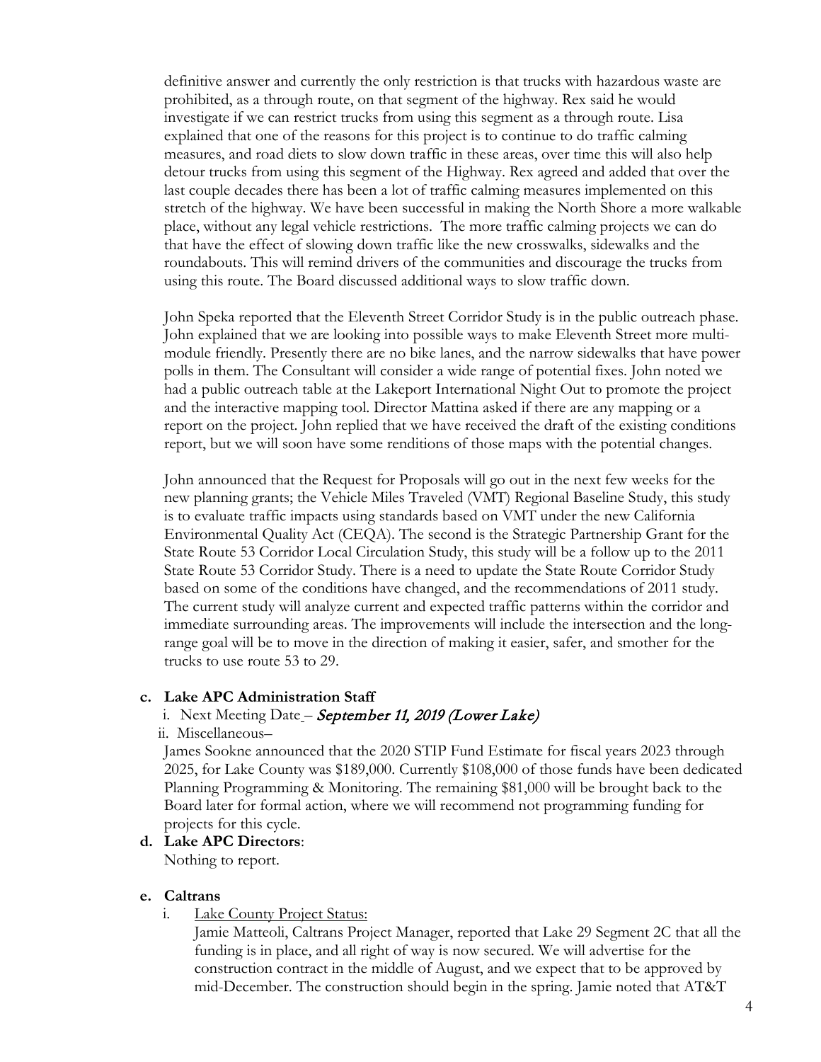definitive answer and currently the only restriction is that trucks with hazardous waste are prohibited, as a through route, on that segment of the highway. Rex said he would investigate if we can restrict trucks from using this segment as a through route. Lisa explained that one of the reasons for this project is to continue to do traffic calming measures, and road diets to slow down traffic in these areas, over time this will also help detour trucks from using this segment of the Highway. Rex agreed and added that over the last couple decades there has been a lot of traffic calming measures implemented on this stretch of the highway. We have been successful in making the North Shore a more walkable place, without any legal vehicle restrictions. The more traffic calming projects we can do that have the effect of slowing down traffic like the new crosswalks, sidewalks and the roundabouts. This will remind drivers of the communities and discourage the trucks from using this route. The Board discussed additional ways to slow traffic down.

John Speka reported that the Eleventh Street Corridor Study is in the public outreach phase. John explained that we are looking into possible ways to make Eleventh Street more multi-module friendly. Presently there are no bike lanes, and the narrow sidewalks that have power polls in them. The Consultant will consider a wide range of potential fixes. John noted we had a public outreach table at the Lakeport International Night Out to promote the project and the interactive mapping tool. Director Mattina asked if there are any mapping or a report on the project. John replied that we have received the draft of the existing conditions report, but we will soon have some renditions of those maps with the potential changes.

John announced that the Request for Proposals will go out in the next few weeks for the new planning grants; the Vehicle Miles Traveled (VMT) Regional Baseline Study, this study is to evaluate traffic impacts using standards based on VMT under the new California Environmental Quality Act (CEQA). The second is the Strategic Partnership Grant for the State Route 53 Corridor Local Circulation Study, this study will be a follow up to the 2011 State Route 53 Corridor Study. There is a need to update the State Route Corridor Study based on some of the conditions have changed, and the recommendations of 2011 study. The current study will analyze current and expected traffic patterns within the corridor and immediate surrounding areas. The improvements will include the intersection and the long-range goal will be to move in the direction of making it easier, safer, and smother for the trucks to use route 53 to 29.

**c. Lake APC Administration Staff**

i. Next Meeting Date – *September 11, 2019 (Lower Lake)*

ii. Miscellaneous–

James Sookne announced that the 2020 STIP Fund Estimate for fiscal years 2023 through 2025, for Lake County was $189,000. Currently $108,000 of those funds have been dedicated Planning Programming & Monitoring. The remaining $81,000 will be brought back to the Board later for formal action, where we will recommend not programming funding for projects for this cycle.

**d. Lake APC Directors**:

Nothing to report.

**e. Caltrans**

i. Lake County Project Status:

Jamie Matteoli, Caltrans Project Manager, reported that Lake 29 Segment 2C that all the funding is in place, and all right of way is now secured. We will advertise for the construction contract in the middle of August, and we expect that to be approved by mid-December. The construction should begin in the spring. Jamie noted that AT&T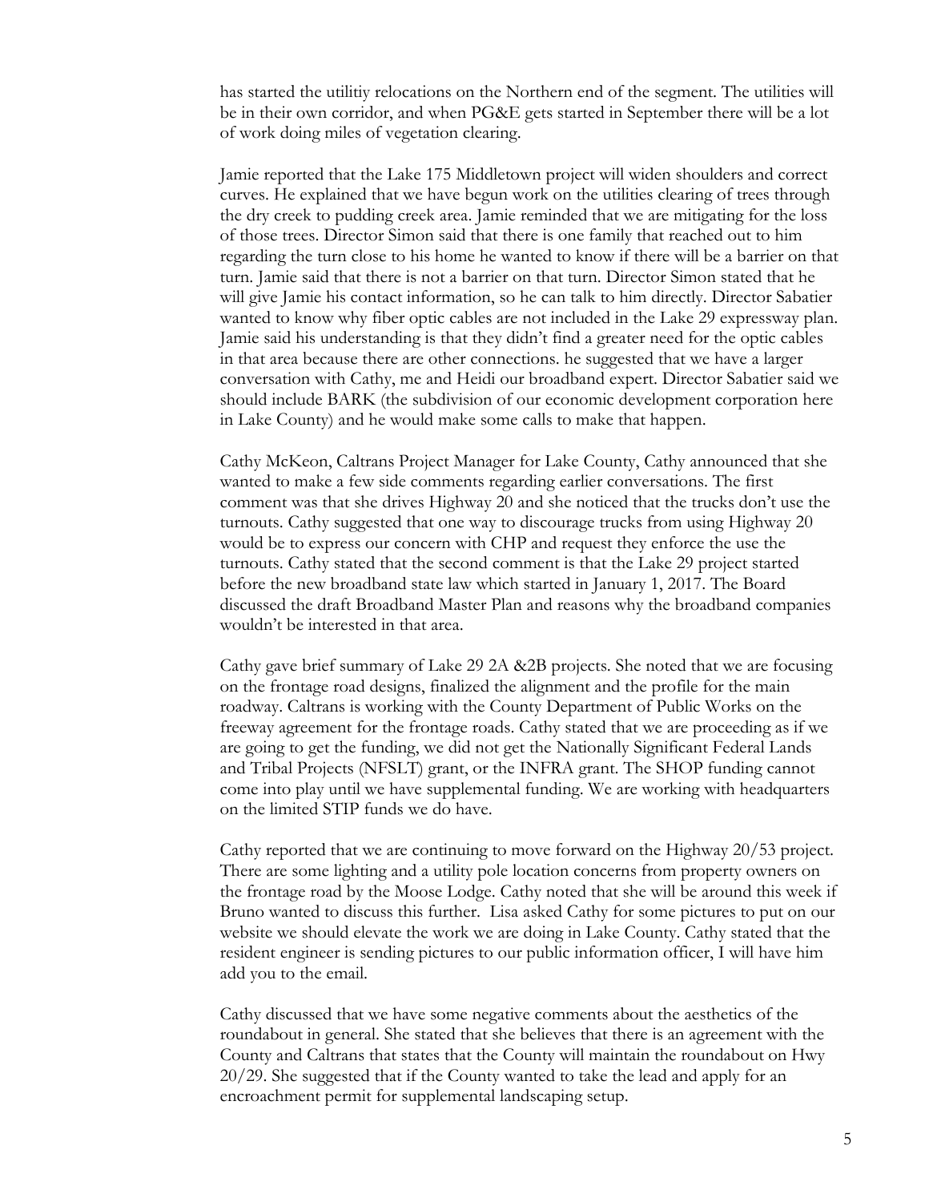has started the utilitiy relocations on the Northern end of the segment. The utilities will be in their own corridor, and when PG&E gets started in September there will be a lot of work doing miles of vegetation clearing.

Jamie reported that the Lake 175 Middletown project will widen shoulders and correct curves. He explained that we have begun work on the utilities clearing of trees through the dry creek to pudding creek area. Jamie reminded that we are mitigating for the loss of those trees. Director Simon said that there is one family that reached out to him regarding the turn close to his home he wanted to know if there will be a barrier on that turn. Jamie said that there is not a barrier on that turn. Director Simon stated that he will give Jamie his contact information, so he can talk to him directly. Director Sabatier wanted to know why fiber optic cables are not included in the Lake 29 expressway plan. Jamie said his understanding is that they didn't find a greater need for the optic cables in that area because there are other connections. he suggested that we have a larger conversation with Cathy, me and Heidi our broadband expert. Director Sabatier said we should include BARK (the subdivision of our economic development corporation here in Lake County) and he would make some calls to make that happen.

Cathy McKeon, Caltrans Project Manager for Lake County, Cathy announced that she wanted to make a few side comments regarding earlier conversations. The first comment was that she drives Highway 20 and she noticed that the trucks don't use the turnouts. Cathy suggested that one way to discourage trucks from using Highway 20 would be to express our concern with CHP and request they enforce the use the turnouts. Cathy stated that the second comment is that the Lake 29 project started before the new broadband state law which started in January 1, 2017. The Board discussed the draft Broadband Master Plan and reasons why the broadband companies wouldn't be interested in that area.

Cathy gave brief summary of Lake 29 2A &2B projects. She noted that we are focusing on the frontage road designs, finalized the alignment and the profile for the main roadway. Caltrans is working with the County Department of Public Works on the freeway agreement for the frontage roads. Cathy stated that we are proceeding as if we are going to get the funding, we did not get the Nationally Significant Federal Lands and Tribal Projects (NFSLT) grant, or the INFRA grant. The SHOP funding cannot come into play until we have supplemental funding. We are working with headquarters on the limited STIP funds we do have.

Cathy reported that we are continuing to move forward on the Highway 20/53 project. There are some lighting and a utility pole location concerns from property owners on the frontage road by the Moose Lodge. Cathy noted that she will be around this week if Bruno wanted to discuss this further. Lisa asked Cathy for some pictures to put on our website we should elevate the work we are doing in Lake County. Cathy stated that the resident engineer is sending pictures to our public information officer, I will have him add you to the email.

Cathy discussed that we have some negative comments about the aesthetics of the roundabout in general. She stated that she believes that there is an agreement with the County and Caltrans that states that the County will maintain the roundabout on Hwy 20/29. She suggested that if the County wanted to take the lead and apply for an encroachment permit for supplemental landscaping setup.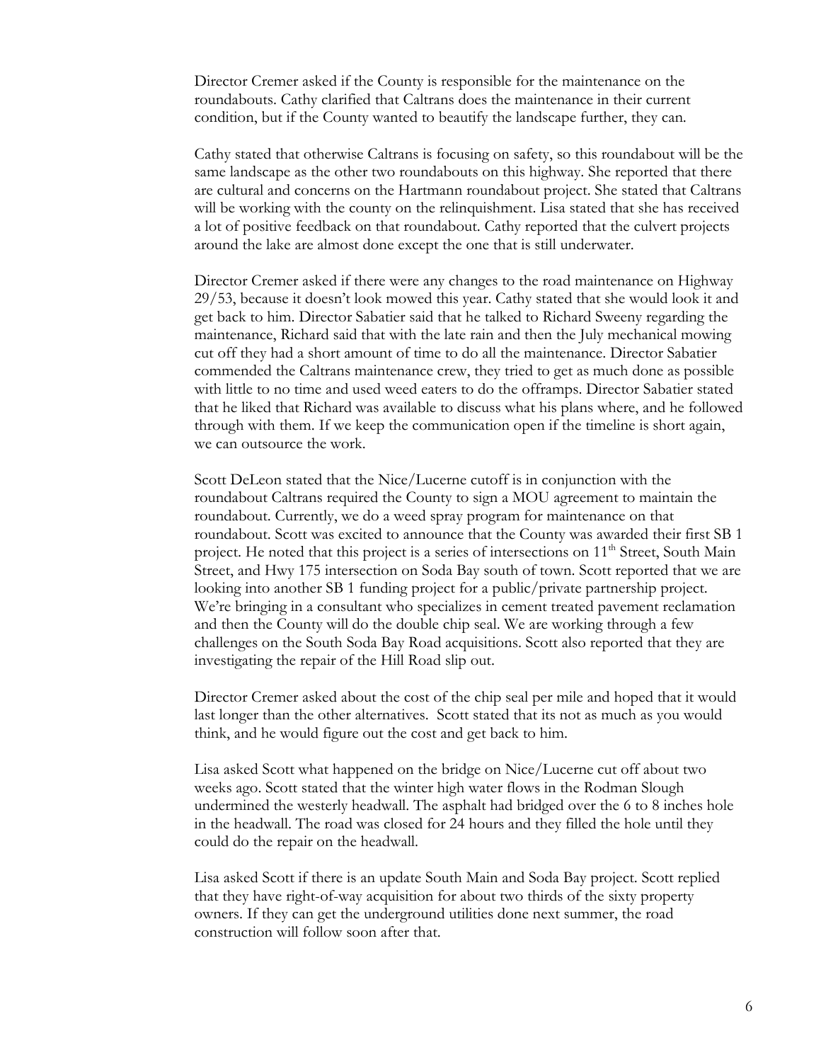Director Cremer asked if the County is responsible for the maintenance on the roundabouts. Cathy clarified that Caltrans does the maintenance in their current condition, but if the County wanted to beautify the landscape further, they can.

Cathy stated that otherwise Caltrans is focusing on safety, so this roundabout will be the same landscape as the other two roundabouts on this highway. She reported that there are cultural and concerns on the Hartmann roundabout project. She stated that Caltrans will be working with the county on the relinquishment. Lisa stated that she has received a lot of positive feedback on that roundabout. Cathy reported that the culvert projects around the lake are almost done except the one that is still underwater.

Director Cremer asked if there were any changes to the road maintenance on Highway 29/53, because it doesn't look mowed this year. Cathy stated that she would look it and get back to him. Director Sabatier said that he talked to Richard Sweeny regarding the maintenance, Richard said that with the late rain and then the July mechanical mowing cut off they had a short amount of time to do all the maintenance. Director Sabatier commended the Caltrans maintenance crew, they tried to get as much done as possible with little to no time and used weed eaters to do the offramps. Director Sabatier stated that he liked that Richard was available to discuss what his plans where, and he followed through with them. If we keep the communication open if the timeline is short again, we can outsource the work.

Scott DeLeon stated that the Nice/Lucerne cutoff is in conjunction with the roundabout Caltrans required the County to sign a MOU agreement to maintain the roundabout. Currently, we do a weed spray program for maintenance on that roundabout. Scott was excited to announce that the County was awarded their first SB 1 project. He noted that this project is a series of intersections on 11th Street, South Main Street, and Hwy 175 intersection on Soda Bay south of town. Scott reported that we are looking into another SB 1 funding project for a public/private partnership project. We're bringing in a consultant who specializes in cement treated pavement reclamation and then the County will do the double chip seal. We are working through a few challenges on the South Soda Bay Road acquisitions. Scott also reported that they are investigating the repair of the Hill Road slip out.

Director Cremer asked about the cost of the chip seal per mile and hoped that it would last longer than the other alternatives. Scott stated that its not as much as you would think, and he would figure out the cost and get back to him.

Lisa asked Scott what happened on the bridge on Nice/Lucerne cut off about two weeks ago. Scott stated that the winter high water flows in the Rodman Slough undermined the westerly headwall. The asphalt had bridged over the 6 to 8 inches hole in the headwall. The road was closed for 24 hours and they filled the hole until they could do the repair on the headwall.

Lisa asked Scott if there is an update South Main and Soda Bay project. Scott replied that they have right-of-way acquisition for about two thirds of the sixty property owners. If they can get the underground utilities done next summer, the road construction will follow soon after that.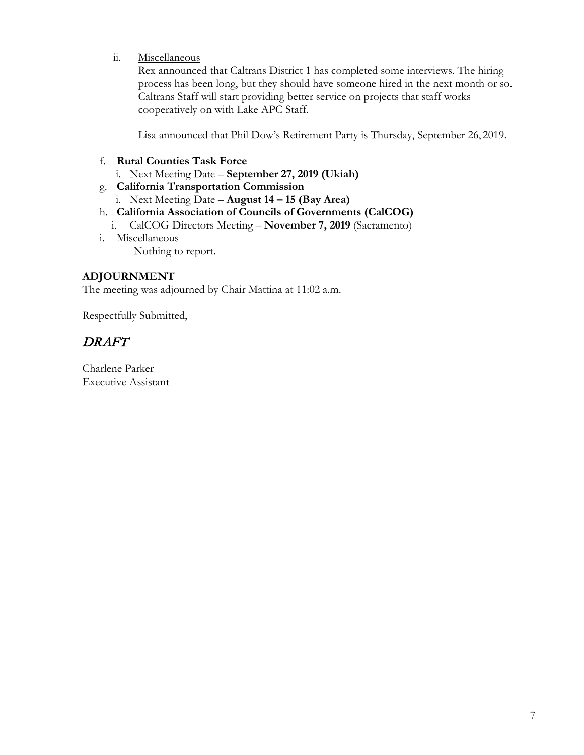ii. Miscellaneous

Rex announced that Caltrans District 1 has completed some interviews. The hiring process has been long, but they should have someone hired in the next month or so. Caltrans Staff will start providing better service on projects that staff works cooperatively on with Lake APC Staff.

Lisa announced that Phil Dow's Retirement Party is Thursday, September 26, 2019.

f. **Rural Counties Task Force**
   i. Next Meeting Date – **September 27, 2019 (Ukiah)**

g. **California Transportation Commission**
   i. Next Meeting Date – **August 14 – 15 (Bay Area)**

h. **California Association of Councils of Governments (CalCOG)**
   i. CalCOG Directors Meeting – **November 7, 2019** (Sacramento)

i. Miscellaneous

   Nothing to report.

**ADJOURNMENT**

The meeting was adjourned by Chair Mattina at 11:02 a.m.

Respectfully Submitted,

*DRAFT*

Charlene Parker
Executive Assistant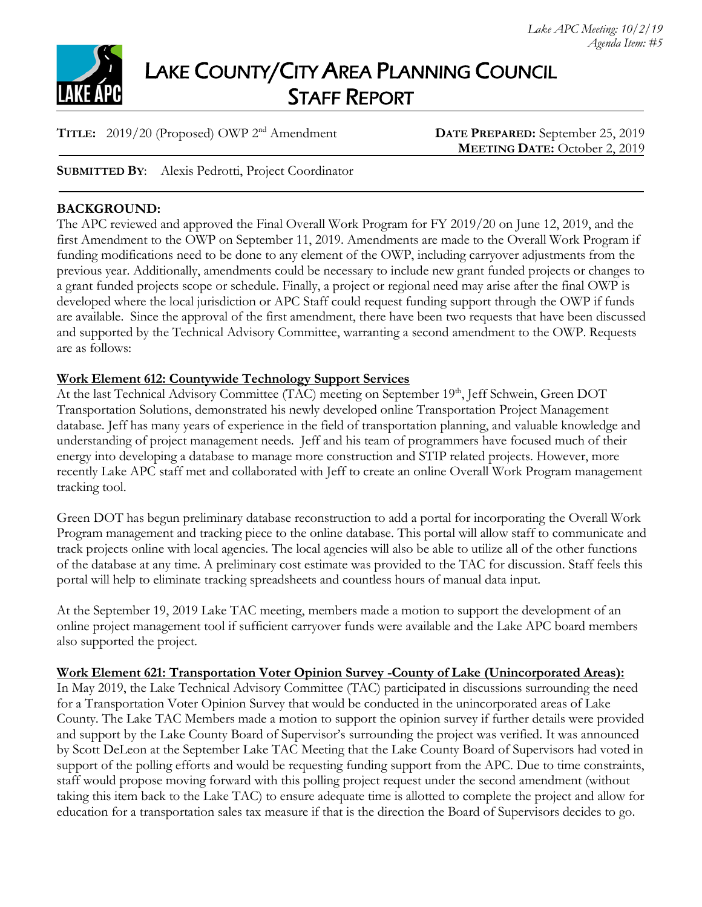*Lake APC Meeting: 10/2/19*
*Agenda Item: #5*

# LAKE COUNTY/CITY AREA PLANNING COUNCIL STAFF REPORT

**TITLE:** 2019/20 (Proposed) OWP 2nd Amendment

**DATE PREPARED:** September 25, 2019
**MEETING DATE:** October 2, 2019

**SUBMITTED BY**: Alexis Pedrotti, Project Coordinator

## BACKGROUND:

The APC reviewed and approved the Final Overall Work Program for FY 2019/20 on June 12, 2019, and the first Amendment to the OWP on September 11, 2019. Amendments are made to the Overall Work Program if funding modifications need to be done to any element of the OWP, including carryover adjustments from the previous year. Additionally, amendments could be necessary to include new grant funded projects or changes to a grant funded projects scope or schedule. Finally, a project or regional need may arise after the final OWP is developed where the local jurisdiction or APC Staff could request funding support through the OWP if funds are available. Since the approval of the first amendment, there have been two requests that have been discussed and supported by the Technical Advisory Committee, warranting a second amendment to the OWP. Requests are as follows:

**Work Element 612: Countywide Technology Support Services**

At the last Technical Advisory Committee (TAC) meeting on September 19th, Jeff Schwein, Green DOT Transportation Solutions, demonstrated his newly developed online Transportation Project Management database. Jeff has many years of experience in the field of transportation planning, and valuable knowledge and understanding of project management needs. Jeff and his team of programmers have focused much of their energy into developing a database to manage more construction and STIP related projects. However, more recently Lake APC staff met and collaborated with Jeff to create an online Overall Work Program management tracking tool.

Green DOT has begun preliminary database reconstruction to add a portal for incorporating the Overall Work Program management and tracking piece to the online database. This portal will allow staff to communicate and track projects online with local agencies. The local agencies will also be able to utilize all of the other functions of the database at any time. A preliminary cost estimate was provided to the TAC for discussion. Staff feels this portal will help to eliminate tracking spreadsheets and countless hours of manual data input.

At the September 19, 2019 Lake TAC meeting, members made a motion to support the development of an online project management tool if sufficient carryover funds were available and the Lake APC board members also supported the project.

**Work Element 621: Transportation Voter Opinion Survey -County of Lake (Unincorporated Areas):**

In May 2019, the Lake Technical Advisory Committee (TAC) participated in discussions surrounding the need for a Transportation Voter Opinion Survey that would be conducted in the unincorporated areas of Lake County. The Lake TAC Members made a motion to support the opinion survey if further details were provided and support by the Lake County Board of Supervisor's surrounding the project was verified. It was announced by Scott DeLeon at the September Lake TAC Meeting that the Lake County Board of Supervisors had voted in support of the polling efforts and would be requesting funding support from the APC. Due to time constraints, staff would propose moving forward with this polling project request under the second amendment (without taking this item back to the Lake TAC) to ensure adequate time is allotted to complete the project and allow for education for a transportation sales tax measure if that is the direction the Board of Supervisors decides to go.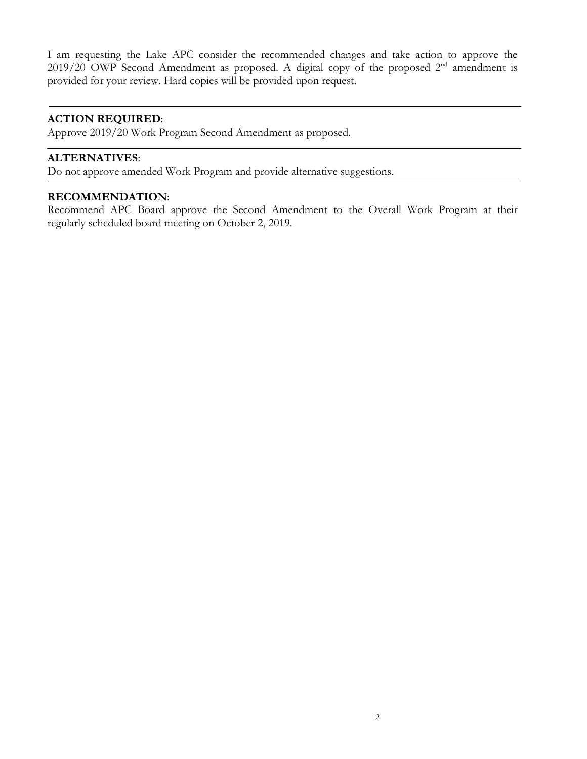I am requesting the Lake APC consider the recommended changes and take action to approve the 2019/20 OWP Second Amendment as proposed. A digital copy of the proposed 2nd amendment is provided for your review. Hard copies will be provided upon request.

---

**ACTION REQUIRED**:
Approve 2019/20 Work Program Second Amendment as proposed.

---

**ALTERNATIVES**:
Do not approve amended Work Program and provide alternative suggestions.

---

**RECOMMENDATION**:
Recommend APC Board approve the Second Amendment to the Overall Work Program at their regularly scheduled board meeting on October 2, 2019.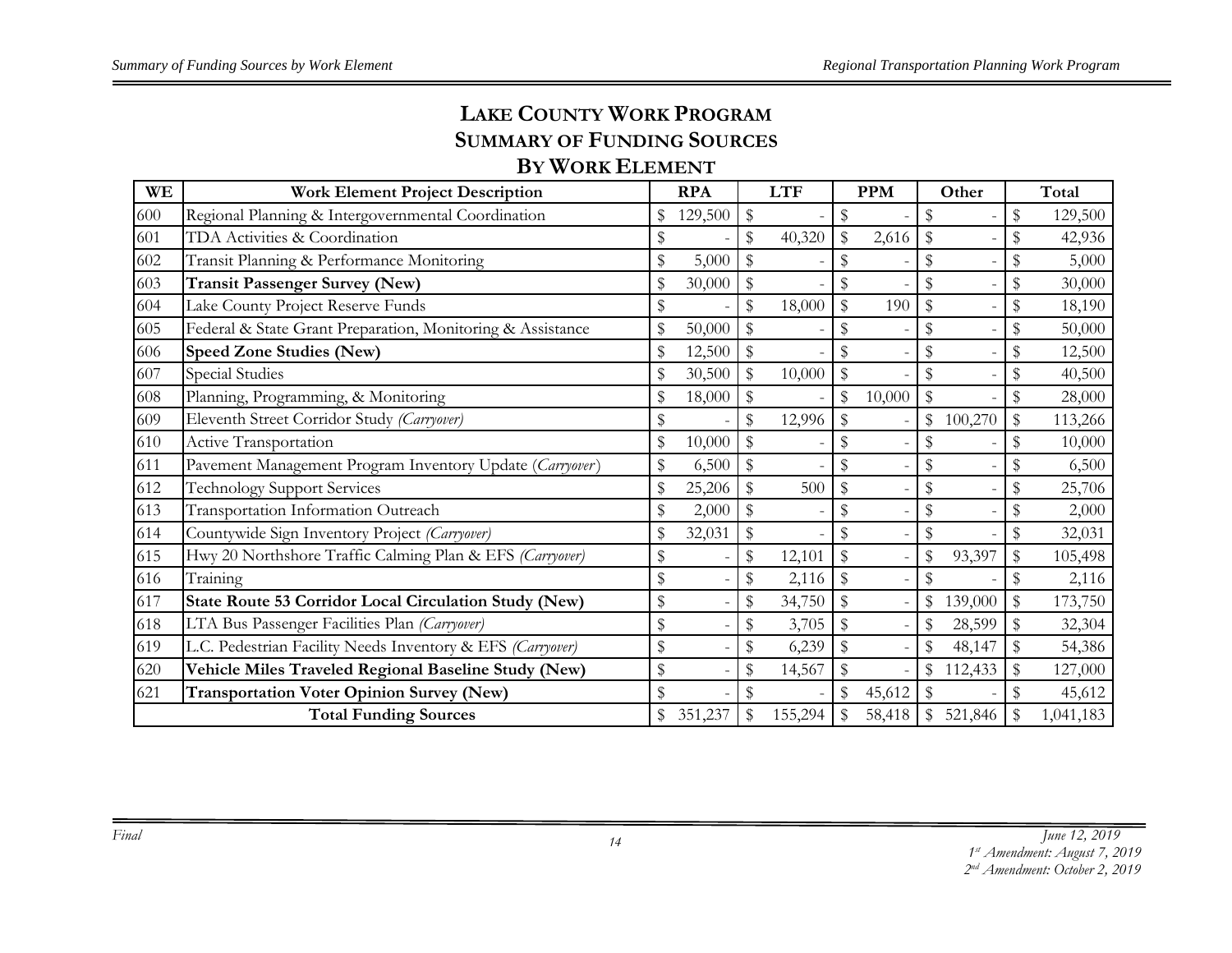# LAKE COUNTY WORK PROGRAM
# SUMMARY OF FUNDING SOURCES
# BY WORK ELEMENT

| WE | Work Element Project Description | RPA | LTF | PPM | Other | Total |
|---|---|---|---|---|---|---|
| 600 | Regional Planning & Intergovernmental Coordination | $ 129,500 | $ - | $ - | $ - | $ 129,500 |
| 601 | TDA Activities & Coordination | $ - | $ 40,320 | $ 2,616 | $ - | $ 42,936 |
| 602 | Transit Planning & Performance Monitoring | $ 5,000 | $ - | $ - | $ - | $ 5,000 |
| 603 | **Transit Passenger Survey (New)** | $ 30,000 | $ - | $ - | $ - | $ 30,000 |
| 604 | Lake County Project Reserve Funds | $ - | $ 18,000 | $ 190 | $ - | $ 18,190 |
| 605 | Federal & State Grant Preparation, Monitoring & Assistance | $ 50,000 | $ - | $ - | $ - | $ 50,000 |
| 606 | **Speed Zone Studies (New)** | $ 12,500 | $ - | $ - | $ - | $ 12,500 |
| 607 | Special Studies | $ 30,500 | $ 10,000 | $ - | $ - | $ 40,500 |
| 608 | Planning, Programming, & Monitoring | $ 18,000 | $ - | $ 10,000 | $ - | $ 28,000 |
| 609 | Eleventh Street Corridor Study *(Carryover)* | $ - | $ 12,996 | $ - | $ 100,270 | $ 113,266 |
| 610 | Active Transportation | $ 10,000 | $ - | $ - | $ - | $ 10,000 |
| 611 | Pavement Management Program Inventory Update *(Carryover)* | $ 6,500 | $ - | $ - | $ - | $ 6,500 |
| 612 | Technology Support Services | $ 25,206 | $ 500 | $ - | $ - | $ 25,706 |
| 613 | Transportation Information Outreach | $ 2,000 | $ - | $ - | $ - | $ 2,000 |
| 614 | Countywide Sign Inventory Project *(Carryover)* | $ 32,031 | $ - | $ - | $ - | $ 32,031 |
| 615 | Hwy 20 Northshore Traffic Calming Plan & EFS *(Carryover)* | $ - | $ 12,101 | $ - | $ 93,397 | $ 105,498 |
| 616 | Training | $ - | $ 2,116 | $ - | $ - | $ 2,116 |
| 617 | **State Route 53 Corridor Local Circulation Study (New)** | $ - | $ 34,750 | $ - | $ 139,000 | $ 173,750 |
| 618 | LTA Bus Passenger Facilities Plan *(Carryover)* | $ - | $ 3,705 | $ - | $ 28,599 | $ 32,304 |
| 619 | L.C. Pedestrian Facility Needs Inventory & EFS *(Carryover)* | $ - | $ 6,239 | $ - | $ 48,147 | $ 54,386 |
| 620 | **Vehicle Miles Traveled Regional Baseline Study (New)** | $ - | $ 14,567 | $ - | $ 112,433 | $ 127,000 |
| 621 | **Transportation Voter Opinion Survey (New)** | $ - | $ - | $ 45,612 | $ - | $ 45,612 |
| | **Total Funding Sources** | $ 351,237 | $ 155,294 | $ 58,418 | $ 521,846 | $ 1,041,183 |

*Final*

*June 12, 2019*
*1st Amendment: August 7, 2019*
*2nd Amendment: October 2, 2019*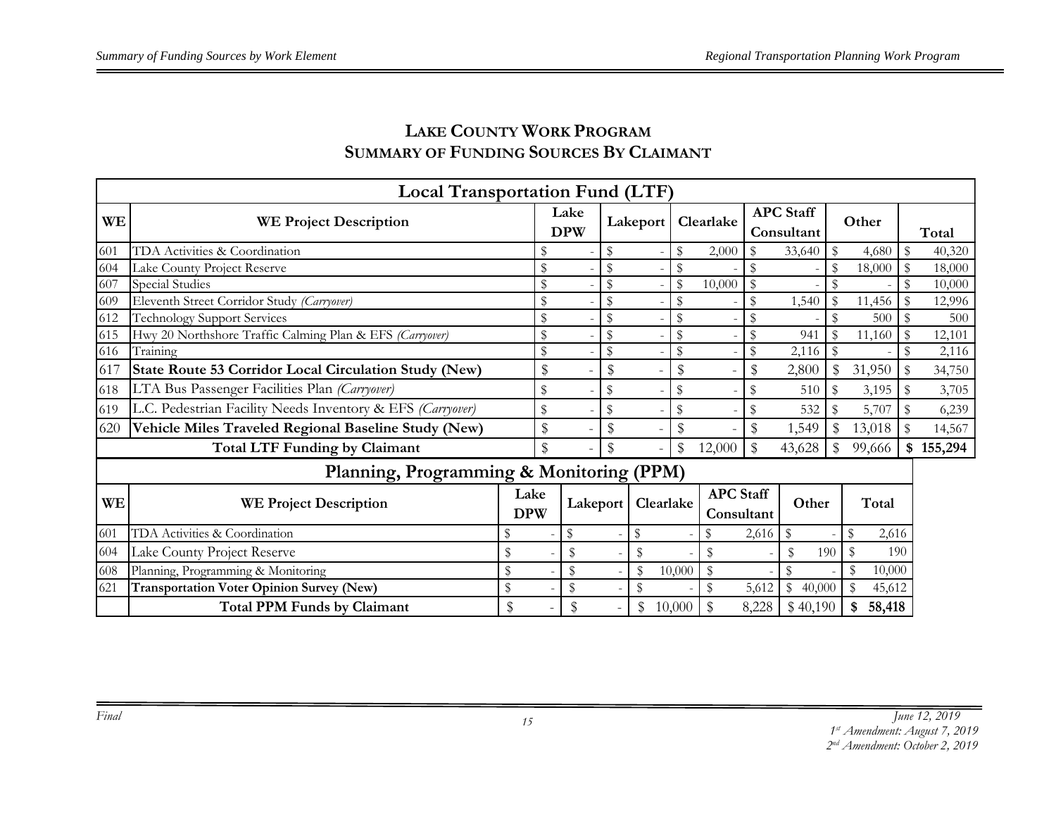## LAKE COUNTY WORK PROGRAM
## SUMMARY OF FUNDING SOURCES BY CLAIMANT

**Local Transportation Fund (LTF)**

| WE | WE Project Description | Lake DPW | Lakeport | Clearlake | APC Staff Consultant | Other | Total |
|---|---|---|---|---|---|---|---|
| 601 | TDA Activities & Coordination | $ - | $ - | $ 2,000 | $ 33,640 | $ 4,680 | $ 40,320 |
| 604 | Lake County Project Reserve | $ - | $ - | $ - | $ - | $ 18,000 | $ 18,000 |
| 607 | Special Studies | $ - | $ - | $ 10,000 | $ - | $ - | $ 10,000 |
| 609 | Eleventh Street Corridor Study *(Carryover)* | $ - | $ - | $ - | $ 1,540 | $ 11,456 | $ 12,996 |
| 612 | Technology Support Services | $ - | $ - | $ - | $ - | $ 500 | $ 500 |
| 615 | Hwy 20 Northshore Traffic Calming Plan & EFS *(Carryover)* | $ - | $ - | $ - | $ 941 | $ 11,160 | $ 12,101 |
| 616 | Training | $ - | $ - | $ - | $ 2,116 | $ - | $ 2,116 |
| 617 | **State Route 53 Corridor Local Circulation Study (New)** | $ - | $ - | $ - | $ 2,800 | $ 31,950 | $ 34,750 |
| 618 | LTA Bus Passenger Facilities Plan *(Carryover)* | $ - | $ - | $ - | $ 510 | $ 3,195 | $ 3,705 |
| 619 | L.C. Pedestrian Facility Needs Inventory & EFS *(Carryover)* | $ - | $ - | $ - | $ 532 | $ 5,707 | $ 6,239 |
| 620 | **Vehicle Miles Traveled Regional Baseline Study (New)** | $ - | $ - | $ - | $ 1,549 | $ 13,018 | $ 14,567 |
| | **Total LTF Funding by Claimant** | $ - | $ - | $ 12,000 | $ 43,628 | $ 99,666 | **$ 155,294** |

**Planning, Programming & Monitoring (PPM)**

| WE | WE Project Description | Lake DPW | Lakeport | Clearlake | APC Staff Consultant | Other | Total |
|---|---|---|---|---|---|---|---|
| 601 | TDA Activities & Coordination | $ - | $ - | $ - | $ 2,616 | $ - | $ 2,616 |
| 604 | Lake County Project Reserve | $ - | $ - | $ - | $ - | $ 190 | $ 190 |
| 608 | Planning, Programming & Monitoring | $ - | $ - | $ 10,000 | $ - | $ - | $ 10,000 |
| 621 | **Transportation Voter Opinion Survey (New)** | $ - | $ - | $ - | $ 5,612 | $ 40,000 | $ 45,612 |
| | **Total PPM Funds by Claimant** | $ - | $ - | $ 10,000 | $ 8,228 | $ 40,190 | **$ 58,418** |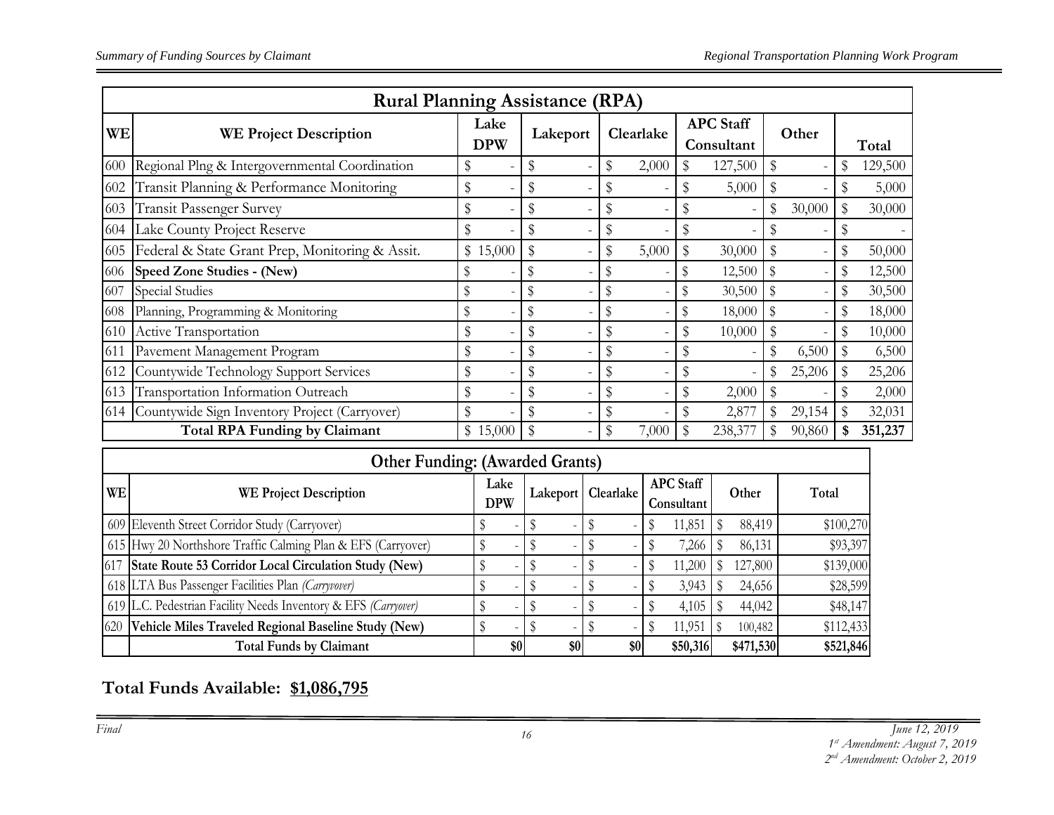## Rural Planning Assistance (RPA)

| WE | WE Project Description | Lake DPW | Lakeport | Clearlake | APC Staff Consultant | Other | Total |
|---|---|---|---|---|---|---|---|
| 600 | Regional Plng & Intergovernmental Coordination | $ - | $ - | $ 2,000 | $ 127,500 | $ - | $ 129,500 |
| 602 | Transit Planning & Performance Monitoring | $ - | $ - | $ - | $ 5,000 | $ - | $ 5,000 |
| 603 | Transit Passenger Survey | $ - | $ - | $ - | $ - | $ 30,000 | $ 30,000 |
| 604 | Lake County Project Reserve | $ - | $ - | $ - | $ - | $ - | $ - |
| 605 | Federal & State Grant Prep, Monitoring & Assit. | $ 15,000 | $ - | $ 5,000 | $ 30,000 | $ - | $ 50,000 |
| 606 | **Speed Zone Studies - (New)** | $ - | $ - | $ - | $ 12,500 | $ - | $ 12,500 |
| 607 | Special Studies | $ - | $ - | $ - | $ 30,500 | $ - | $ 30,500 |
| 608 | Planning, Programming & Monitoring | $ - | $ - | $ - | $ 18,000 | $ - | $ 18,000 |
| 610 | Active Transportation | $ - | $ - | $ - | $ 10,000 | $ - | $ 10,000 |
| 611 | Pavement Management Program | $ - | $ - | $ - | $ - | $ 6,500 | $ 6,500 |
| 612 | Countywide Technology Support Services | $ - | $ - | $ - | $ - | $ 25,206 | $ 25,206 |
| 613 | Transportation Information Outreach | $ - | $ - | $ - | $ 2,000 | $ - | $ 2,000 |
| 614 | Countywide Sign Inventory Project (Carryover) | $ - | $ - | $ - | $ 2,877 | $ 29,154 | $ 32,031 |
| | **Total RPA Funding by Claimant** | $ 15,000 | $ - | $ 7,000 | $ 238,377 | $ 90,860 | **$ 351,237** |

## Other Funding: (Awarded Grants)

| WE | WE Project Description | Lake DPW | Lakeport | Clearlake | APC Staff Consultant | Other | Total |
|---|---|---|---|---|---|---|---|
| 609 | Eleventh Street Corridor Study (Carryover) | $ - | $ - | $ - | $ 11,851 | $ 88,419 | $100,270 |
| 615 | Hwy 20 Northshore Traffic Calming Plan & EFS (Carryover) | $ - | $ - | $ - | $ 7,266 | $ 86,131 | $93,397 |
| 617 | **State Route 53 Corridor Local Circulation Study (New)** | $ - | $ - | $ - | $ 11,200 | $ 127,800 | $139,000 |
| 618 | LTA Bus Passenger Facilities Plan *(Carryvover)* | $ - | $ - | $ - | $ 3,943 | $ 24,656 | $28,599 |
| 619 | L.C. Pedestrian Facility Needs Inventory & EFS *(Carryover)* | $ - | $ - | $ - | $ 4,105 | $ 44,042 | $48,147 |
| 620 | **Vehicle Miles Traveled Regional Baseline Study (New)** | $ - | $ - | $ - | $ 11,951 | $ 100,482 | $112,433 |
| | **Total Funds by Claimant** | **$0** | **$0** | **$0** | **$50,316** | **$471,530** | **$521,846** |

**Total Funds Available: $1,086,795**

*Final*

*June 12, 2019*
*1st Amendment: August 7, 2019*
*2nd Amendment: October 2, 2019*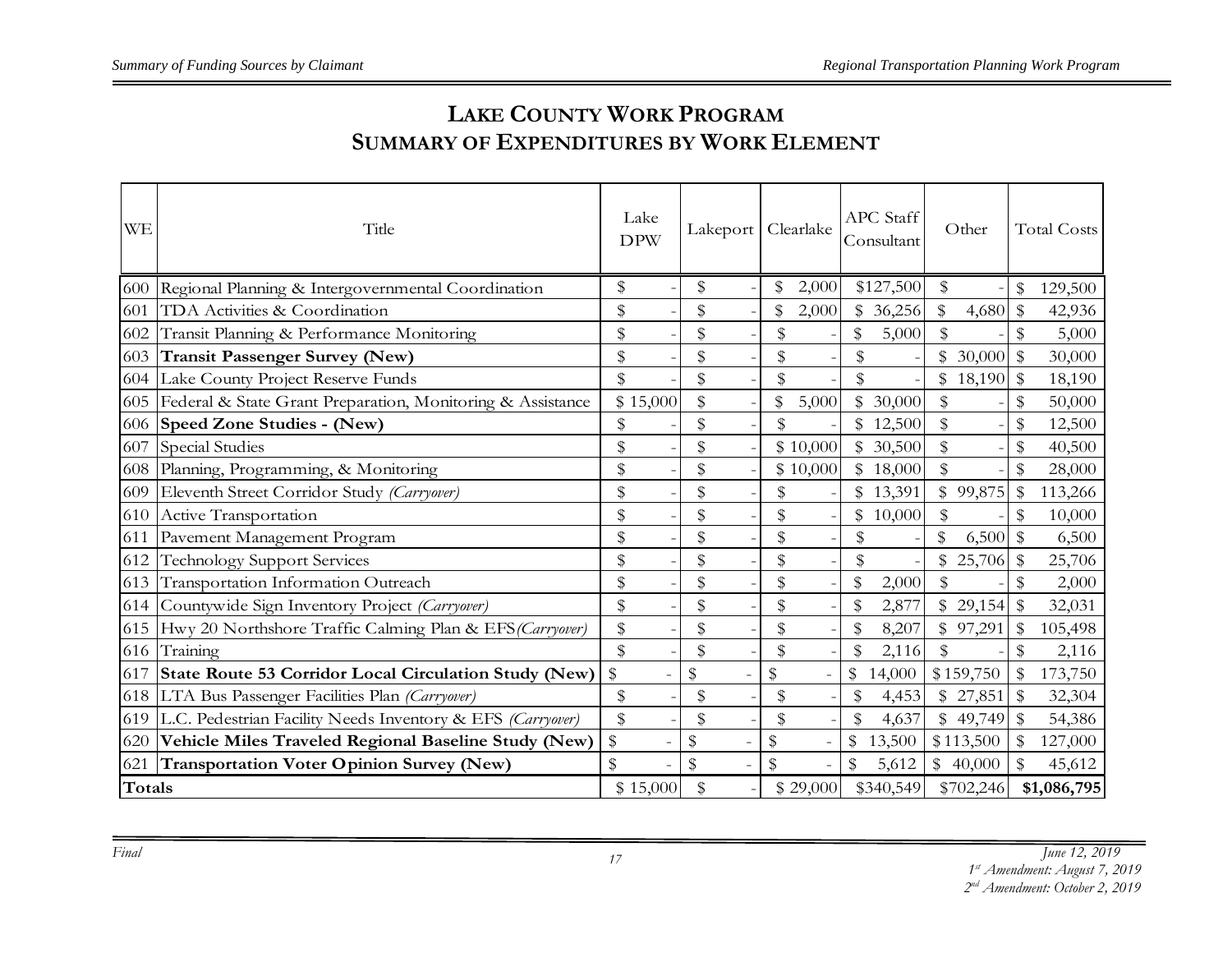# LAKE COUNTY WORK PROGRAM
# SUMMARY OF EXPENDITURES BY WORK ELEMENT

| WE | Title | Lake DPW | Lakeport | Clearlake | APC Staff Consultant | Other | Total Costs |
|---|---|---|---|---|---|---|---|
| 600 | Regional Planning & Intergovernmental Coordination | $ - | $ - | $ 2,000 | $127,500 | $ - | $ 129,500 |
| 601 | TDA Activities & Coordination | $ - | $ - | $ 2,000 | $ 36,256 | $ 4,680 | $ 42,936 |
| 602 | Transit Planning & Performance Monitoring | $ - | $ - | $ - | $ 5,000 | $ - | $ 5,000 |
| 603 | **Transit Passenger Survey (New)** | $ - | $ - | $ - | $ - | $ 30,000 | $ 30,000 |
| 604 | Lake County Project Reserve Funds | $ - | $ - | $ - | $ - | $ 18,190 | $ 18,190 |
| 605 | Federal & State Grant Preparation, Monitoring & Assistance | $ 15,000 | $ - | $ 5,000 | $ 30,000 | $ - | $ 50,000 |
| 606 | **Speed Zone Studies - (New)** | $ - | $ - | $ - | $ 12,500 | $ - | $ 12,500 |
| 607 | Special Studies | $ - | $ - | $ 10,000 | $ 30,500 | $ - | $ 40,500 |
| 608 | Planning, Programming, & Monitoring | $ - | $ - | $ 10,000 | $ 18,000 | $ - | $ 28,000 |
| 609 | Eleventh Street Corridor Study *(Carryover)* | $ - | $ - | $ - | $ 13,391 | $ 99,875 | $ 113,266 |
| 610 | Active Transportation | $ - | $ - | $ - | $ 10,000 | $ - | $ 10,000 |
| 611 | Pavement Management Program | $ - | $ - | $ - | $ - | $ 6,500 | $ 6,500 |
| 612 | Technology Support Services | $ - | $ - | $ - | $ - | $ 25,706 | $ 25,706 |
| 613 | Transportation Information Outreach | $ - | $ - | $ - | $ 2,000 | $ - | $ 2,000 |
| 614 | Countywide Sign Inventory Project *(Carryover)* | $ - | $ - | $ - | $ 2,877 | $ 29,154 | $ 32,031 |
| 615 | Hwy 20 Northshore Traffic Calming Plan & EFS *(Carryover)* | $ - | $ - | $ - | $ 8,207 | $ 97,291 | $ 105,498 |
| 616 | Training | $ - | $ - | $ - | $ 2,116 | $ - | $ 2,116 |
| 617 | **State Route 53 Corridor Local Circulation Study (New)** | $ - | $ - | $ - | $ 14,000 | $159,750 | $ 173,750 |
| 618 | LTA Bus Passenger Facilities Plan *(Carryover)* | $ - | $ - | $ - | $ 4,453 | $ 27,851 | $ 32,304 |
| 619 | L.C. Pedestrian Facility Needs Inventory & EFS *(Carryover)* | $ - | $ - | $ - | $ 4,637 | $ 49,749 | $ 54,386 |
| 620 | **Vehicle Miles Traveled Regional Baseline Study (New)** | $ - | $ - | $ - | $ 13,500 | $113,500 | $ 127,000 |
| 621 | **Transportation Voter Opinion Survey (New)** | $ - | $ - | $ - | $ 5,612 | $ 40,000 | $ 45,612 |
| **Totals** | | $ 15,000 | $ - | $ 29,000 | $340,549 | $702,246 | **$1,086,795** |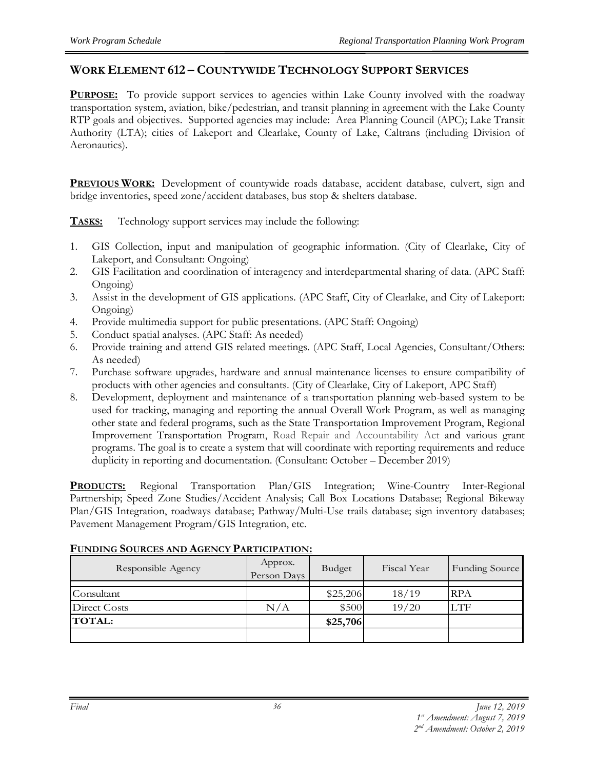## WORK ELEMENT 612 – COUNTYWIDE TECHNOLOGY SUPPORT SERVICES

**PURPOSE:** To provide support services to agencies within Lake County involved with the roadway transportation system, aviation, bike/pedestrian, and transit planning in agreement with the Lake County RTP goals and objectives. Supported agencies may include: Area Planning Council (APC); Lake Transit Authority (LTA); cities of Lakeport and Clearlake, County of Lake, Caltrans (including Division of Aeronautics).

**PREVIOUS WORK:** Development of countywide roads database, accident database, culvert, sign and bridge inventories, speed zone/accident databases, bus stop & shelters database.

**TASKS:** Technology support services may include the following:

1. GIS Collection, input and manipulation of geographic information. (City of Clearlake, City of Lakeport, and Consultant: Ongoing)
2. GIS Facilitation and coordination of interagency and interdepartmental sharing of data. (APC Staff: Ongoing)
3. Assist in the development of GIS applications. (APC Staff, City of Clearlake, and City of Lakeport: Ongoing)
4. Provide multimedia support for public presentations. (APC Staff: Ongoing)
5. Conduct spatial analyses. (APC Staff: As needed)
6. Provide training and attend GIS related meetings. (APC Staff, Local Agencies, Consultant/Others: As needed)
7. Purchase software upgrades, hardware and annual maintenance licenses to ensure compatibility of products with other agencies and consultants. (City of Clearlake, City of Lakeport, APC Staff)
8. Development, deployment and maintenance of a transportation planning web-based system to be used for tracking, managing and reporting the annual Overall Work Program, as well as managing other state and federal programs, such as the State Transportation Improvement Program, Regional Improvement Transportation Program, Road Repair and Accountability Act and various grant programs. The goal is to create a system that will coordinate with reporting requirements and reduce duplicity in reporting and documentation. (Consultant: October – December 2019)

**PRODUCTS:** Regional Transportation Plan/GIS Integration; Wine-Country Inter-Regional Partnership; Speed Zone Studies/Accident Analysis; Call Box Locations Database; Regional Bikeway Plan/GIS Integration, roadways database; Pathway/Multi-Use trails database; sign inventory databases; Pavement Management Program/GIS Integration, etc.

**FUNDING SOURCES AND AGENCY PARTICIPATION:**

| Responsible Agency | Approx. Person Days | Budget | Fiscal Year | Funding Source |
|---|---|---|---|---|
| Consultant | | $25,206 | 18/19 | RPA |
| Direct Costs | N/A | $500 | 19/20 | LTF |
| **TOTAL:** | | **$25,706** | | |
| | | | | |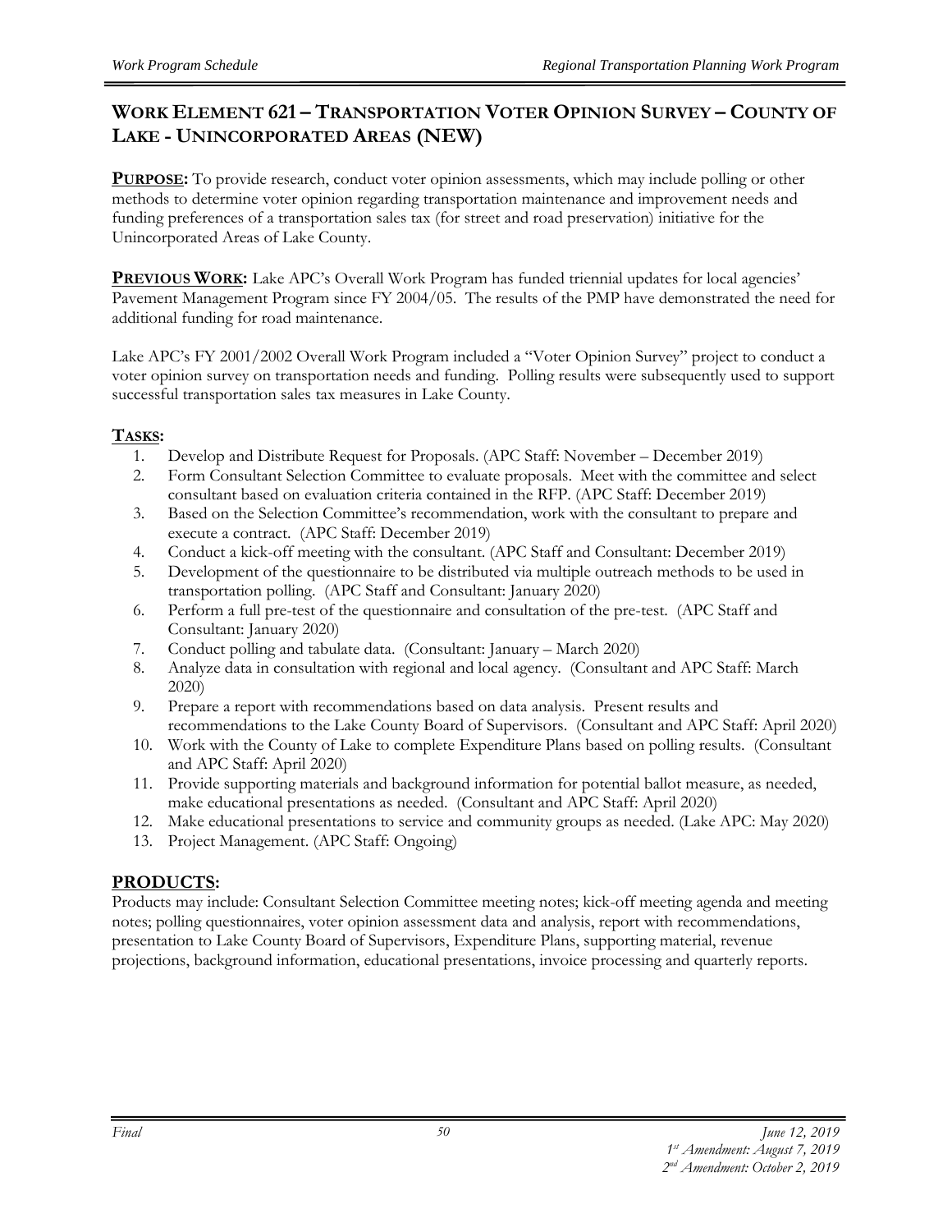## WORK ELEMENT 621 – TRANSPORTATION VOTER OPINION SURVEY – COUNTY OF LAKE - UNINCORPORATED AREAS (NEW)

**PURPOSE:** To provide research, conduct voter opinion assessments, which may include polling or other methods to determine voter opinion regarding transportation maintenance and improvement needs and funding preferences of a transportation sales tax (for street and road preservation) initiative for the Unincorporated Areas of Lake County.

**PREVIOUS WORK:** Lake APC's Overall Work Program has funded triennial updates for local agencies' Pavement Management Program since FY 2004/05. The results of the PMP have demonstrated the need for additional funding for road maintenance.

Lake APC's FY 2001/2002 Overall Work Program included a "Voter Opinion Survey" project to conduct a voter opinion survey on transportation needs and funding. Polling results were subsequently used to support successful transportation sales tax measures in Lake County.

**TASKS:**

1. Develop and Distribute Request for Proposals. (APC Staff: November – December 2019)
2. Form Consultant Selection Committee to evaluate proposals. Meet with the committee and select consultant based on evaluation criteria contained in the RFP. (APC Staff: December 2019)
3. Based on the Selection Committee's recommendation, work with the consultant to prepare and execute a contract. (APC Staff: December 2019)
4. Conduct a kick-off meeting with the consultant. (APC Staff and Consultant: December 2019)
5. Development of the questionnaire to be distributed via multiple outreach methods to be used in transportation polling. (APC Staff and Consultant: January 2020)
6. Perform a full pre-test of the questionnaire and consultation of the pre-test. (APC Staff and Consultant: January 2020)
7. Conduct polling and tabulate data. (Consultant: January – March 2020)
8. Analyze data in consultation with regional and local agency. (Consultant and APC Staff: March 2020)
9. Prepare a report with recommendations based on data analysis. Present results and recommendations to the Lake County Board of Supervisors. (Consultant and APC Staff: April 2020)
10. Work with the County of Lake to complete Expenditure Plans based on polling results. (Consultant and APC Staff: April 2020)
11. Provide supporting materials and background information for potential ballot measure, as needed, make educational presentations as needed. (Consultant and APC Staff: April 2020)
12. Make educational presentations to service and community groups as needed. (Lake APC: May 2020)
13. Project Management. (APC Staff: Ongoing)

**PRODUCTS:**

Products may include: Consultant Selection Committee meeting notes; kick-off meeting agenda and meeting notes; polling questionnaires, voter opinion assessment data and analysis, report with recommendations, presentation to Lake County Board of Supervisors, Expenditure Plans, supporting material, revenue projections, background information, educational presentations, invoice processing and quarterly reports.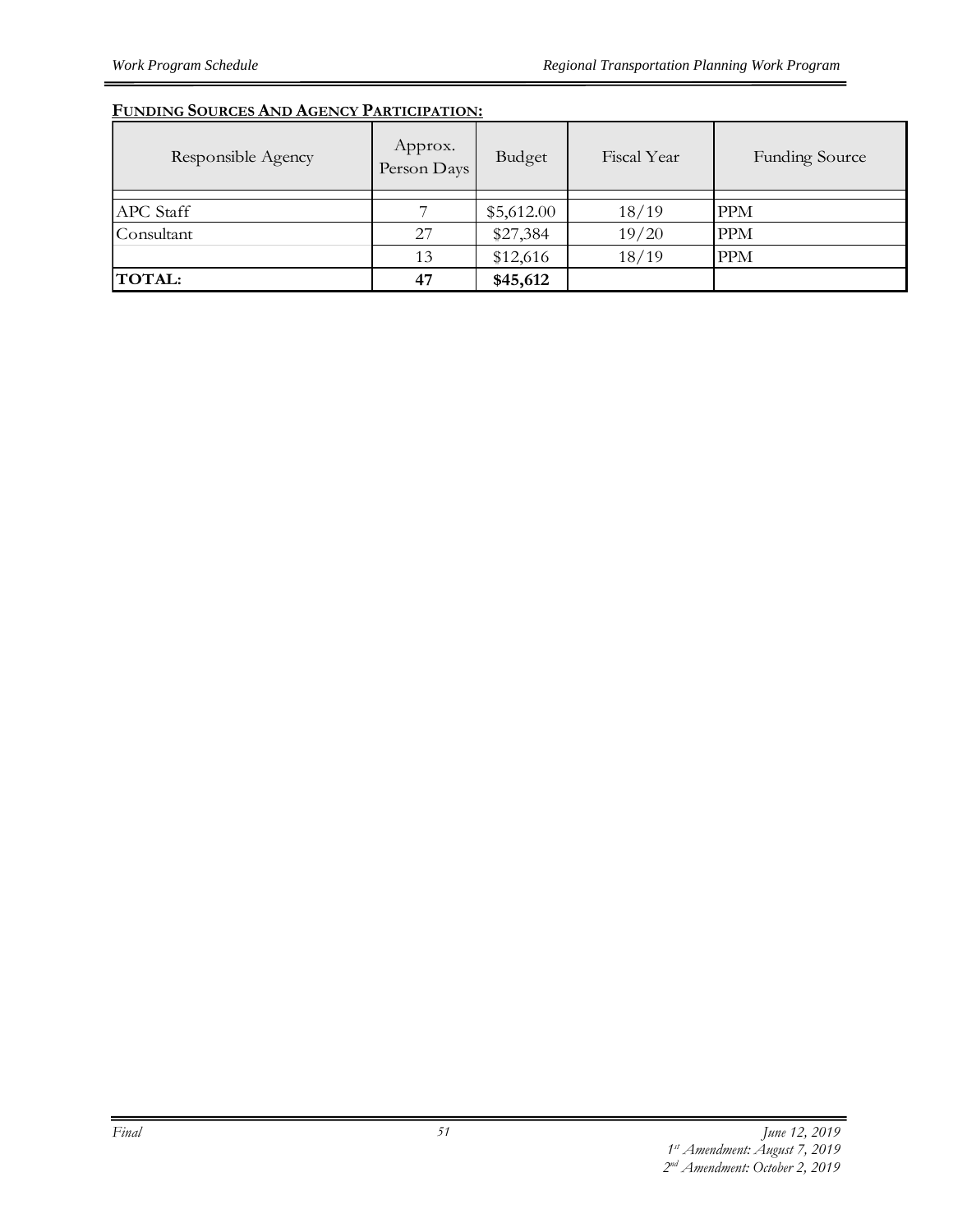**FUNDING SOURCES AND AGENCY PARTICIPATION:**

| Responsible Agency | Approx. Person Days | Budget | Fiscal Year | Funding Source |
|---|---|---|---|---|
| APC Staff | 7 | $5,612.00 | 18/19 | PPM |
| Consultant | 27 | $27,384 | 19/20 | PPM |
| | 13 | $12,616 | 18/19 | PPM |
| **TOTAL:** | **47** | **$45,612** | | |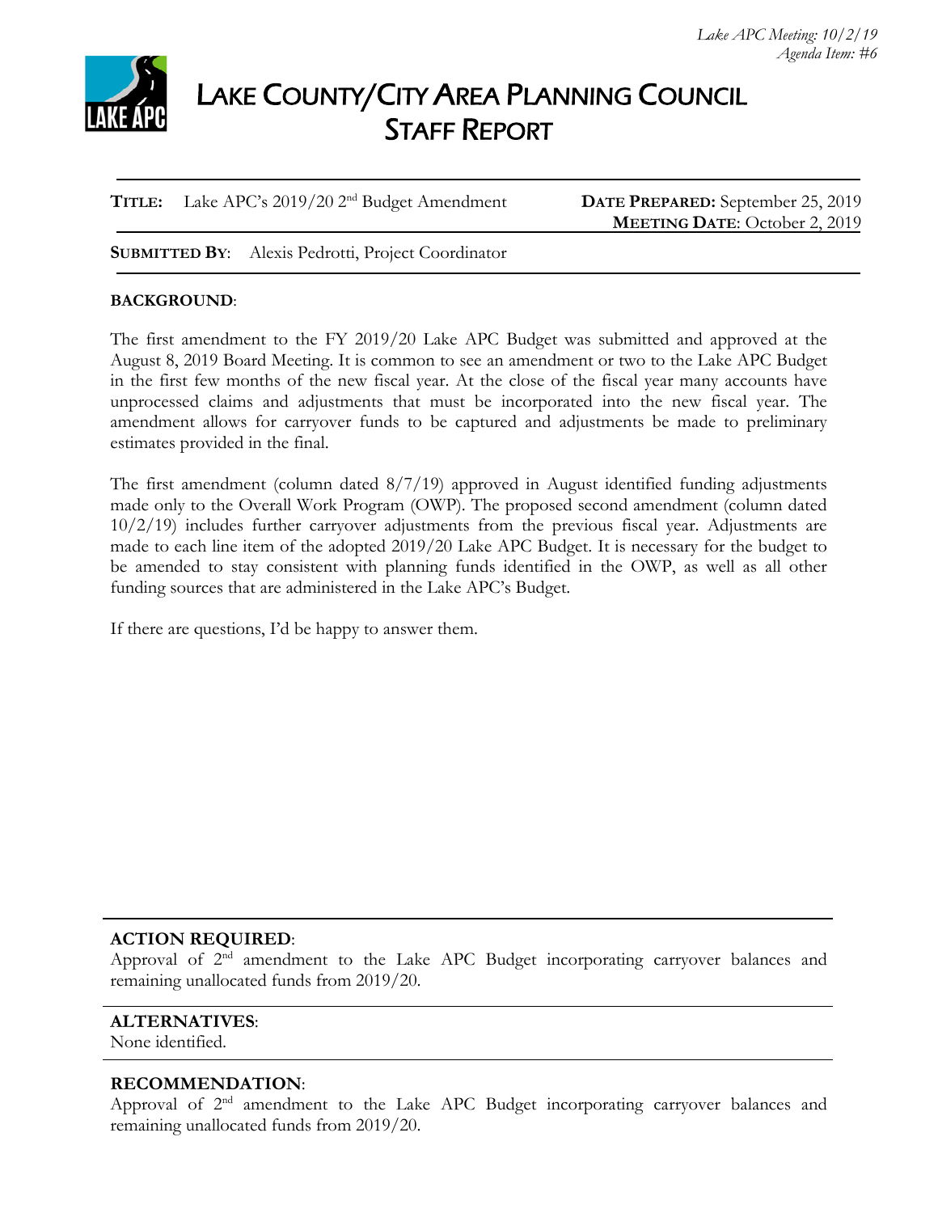Lake APC Meeting: 10/2/19
Agenda Item: #6

# LAKE COUNTY/CITY AREA PLANNING COUNCIL
## STAFF REPORT

**TITLE:** Lake APC's 2019/20 2nd Budget Amendment

**DATE PREPARED:** September 25, 2019
**MEETING DATE**: October 2, 2019

**SUBMITTED BY**: Alexis Pedrotti, Project Coordinator

**BACKGROUND**:

The first amendment to the FY 2019/20 Lake APC Budget was submitted and approved at the August 8, 2019 Board Meeting. It is common to see an amendment or two to the Lake APC Budget in the first few months of the new fiscal year. At the close of the fiscal year many accounts have unprocessed claims and adjustments that must be incorporated into the new fiscal year. The amendment allows for carryover funds to be captured and adjustments be made to preliminary estimates provided in the final.

The first amendment (column dated 8/7/19) approved in August identified funding adjustments made only to the Overall Work Program (OWP). The proposed second amendment (column dated 10/2/19) includes further carryover adjustments from the previous fiscal year. Adjustments are made to each line item of the adopted 2019/20 Lake APC Budget. It is necessary for the budget to be amended to stay consistent with planning funds identified in the OWP, as well as all other funding sources that are administered in the Lake APC's Budget.

If there are questions, I'd be happy to answer them.

**ACTION REQUIRED**:
Approval of 2nd amendment to the Lake APC Budget incorporating carryover balances and remaining unallocated funds from 2019/20.

**ALTERNATIVES**:
None identified.

**RECOMMENDATION**:
Approval of 2nd amendment to the Lake APC Budget incorporating carryover balances and remaining unallocated funds from 2019/20.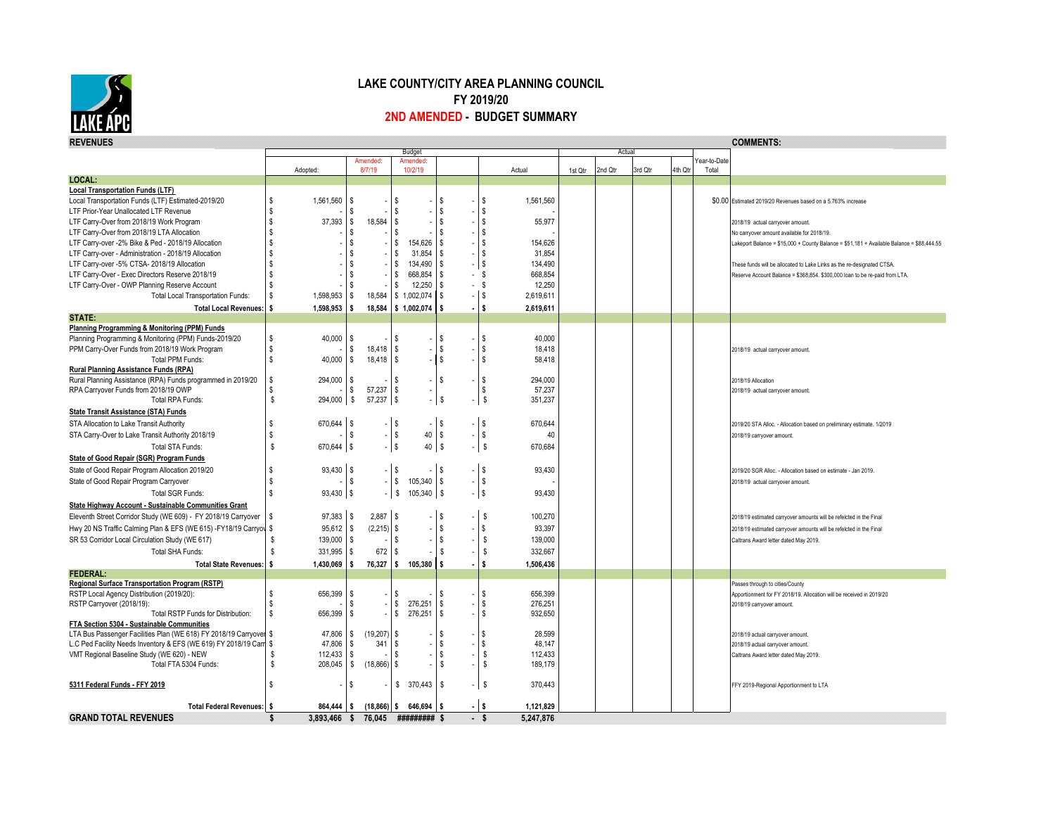# LAKE COUNTY/CITY AREA PLANNING COUNCIL

## FY 2019/20

## 2ND AMENDED - BUDGET SUMMARY

| REVENUES | Budget: Adopted: | Amended: 8/7/19 | Amended: 10/2/19 | | Actual | Actual: 1st Qtr | 2nd Qtr | 3rd Qtr | 4th Qtr | Year-to-Date Total | COMMENTS: |
|---|---|---|---|---|---|---|---|---|---|---|---|
| **LOCAL:** | | | | | | | | | | | |
| **Local Transportation Funds (LTF)** | | | | | | | | | | | |
| Local Transportation Funds (LTF) Estimated-2019/20 | $ 1,561,560 | $ - | $ - | $ - | $ 1,561,560 | | | | | $0.00 | Estimated 2019/20 Revenues based on a 5.763% increase |
| LTF Prior-Year Unallocated LTF Revenue | $ - | $ - | $ - | $ - | $ - | | | | | | |
| LTF Carry-Over from 2018/19 Work Program | $ 37,393 | $ 18,584 | $ - | $ - | $ 55,977 | | | | | | 2018/19 actual carryover amount. |
| LTF Carry-Over from 2018/19 LTA Allocation | $ - | $ - | $ - | $ - | $ - | | | | | | No carryover amount available for 2018/19. |
| LTF Carry-over -2% Bike & Ped - 2018/19 Allocation | $ - | $ - | $ 154,626 | $ - | $ 154,626 | | | | | | Lakeport Balance = $15,000 + County Balance = $51,181 + Available Balance = $88,444.55 |
| LTF Carry-over - Administration - 2018/19 Allocation | $ - | $ - | $ 31,854 | $ - | $ 31,854 | | | | | | |
| LTF Carry-over -5% CTSA- 2018/19 Allocation | $ - | $ - | $ 134,490 | $ - | $ 134,490 | | | | | | These funds will be allocated to Lake Links as the re-designated CTSA. |
| LTF Carry-Over - Exec Directors Reserve 2018/19 | $ - | $ - | $ 668,854 | $ - | $ 668,854 | | | | | | Reserve Account Balance = $368,854. $300,000 loan to be re-paid from LTA. |
| LTF Carry-Over - OWP Planning Reserve Account | $ - | $ - | $ 12,250 | $ - | $ 12,250 | | | | | | |
| Total Local Transportation Funds: | $ 1,598,953 | $ 18,584 | $ 1,002,074 | $ - | $ 2,619,611 | | | | | | |
| **Total Local Revenues:** | **$ 1,598,953** | **$ 18,584** | **$ 1,002,074** | **$ -** | **$ 2,619,611** | | | | | | |
| **STATE:** | | | | | | | | | | | |
| **Planning Programming & Monitoring (PPM) Funds** | | | | | | | | | | | |
| Planning Programming & Monitoring (PPM) Funds-2019/20 | $ 40,000 | $ - | $ - | $ - | $ 40,000 | | | | | | |
| PPM Carry-Over Funds from 2018/19 Work Program | $ - | $ 18,418 | $ - | $ - | $ 18,418 | | | | | | 2018/19 actual carryover amount. |
| Total PPM Funds: | $ 40,000 | $ 18,418 | $ - | $ - | $ 58,418 | | | | | | |
| **Rural Planning Assistance Funds (RPA)** | | | | | | | | | | | |
| Rural Planning Assistance (RPA) Funds programmed in 2019/20 | $ 294,000 | $ - | $ - | $ - | $ 294,000 | | | | | | 2018/19 Allocation |
| RPA Carryover Funds from 2018/19 OWP | $ - | $ 57,237 | $ - | | $ 57,237 | | | | | | 2018/19 actual carryover amount. |
| Total RPA Funds: | $ 294,000 | $ 57,237 | $ - | $ - | $ 351,237 | | | | | | |
| **State Transit Assistance (STA) Funds** | | | | | | | | | | | |
| STA Allocation to Lake Transit Authority | $ 670,644 | $ - | $ - | $ - | $ 670,644 | | | | | | 2019/20 STA Alloc. - Allocation based on preliminary estimate. 1/2019 |
| STA Carry-Over to Lake Transit Authority 2018/19 | $ - | $ - | $ 40 | $ - | $ 40 | | | | | | 2018/19 carryover amount. |
| Total STA Funds: | $ 670,644 | $ - | $ 40 | $ - | $ 670,684 | | | | | | |
| **State of Good Repair (SGR) Program Funds** | | | | | | | | | | | |
| State of Good Repair Program Allocation 2019/20 | $ 93,430 | $ - | $ - | $ - | $ 93,430 | | | | | | 2019/20 SGR Alloc. - Allocation based on estimate - Jan 2019. |
| State of Good Repair Program Carryover | $ - | $ - | $ 105,340 | $ - | $ - | | | | | | 2018/19 actual carryover amount. |
| Total SGR Funds: | $ 93,430 | $ - | $ 105,340 | $ - | $ 93,430 | | | | | | |
| **State Highway Account - Sustainable Communities Grant** | | | | | | | | | | | |
| Eleventh Street Corridor Study (WE 609) - FY 2018/19 Carryover | $ 97,383 | $ 2,887 | $ - | $ - | $ 100,270 | | | | | | 2018/19 estimated carryover amounts will be refelcted in the Final |
| Hwy 20 NS Traffic Calming Plan & EFS (WE 615) -FY18/19 Carryov | $ 95,612 | $ (2,215) | $ - | $ - | $ 93,397 | | | | | | 2018/19 estimated carryover amounts will be refelcted in the Final |
| SR 53 Corridor Local Circulation Study (WE 617) | $ 139,000 | $ - | $ - | $ - | $ 139,000 | | | | | | Caltrans Award letter dated May 2019. |
| Total SHA Funds: | $ 331,995 | $ 672 | $ - | $ - | $ 332,667 | | | | | | |
| **Total State Revenues:** | **$ 1,430,069** | **$ 76,327** | **$ 105,380** | **$ -** | **$ 1,506,436** | | | | | | |
| **FEDERAL:** | | | | | | | | | | | |
| **Regional Surface Transportation Program (RSTP)** | | | | | | | | | | | Passes through to cities/County |
| RSTP Local Agency Distribution (2019/20): | $ 656,399 | $ - | $ - | $ - | $ 656,399 | | | | | | Apportionment for FY 2018/19. Allocation will be received in 2019/20 |
| RSTP Carryover (2018/19): | $ - | $ - | $ 276,251 | $ - | $ 276,251 | | | | | | 2018/19 carryover amount. |
| Total RSTP Funds for Distribution: | $ 656,399 | $ - | $ 276,251 | $ - | $ 932,650 | | | | | | |
| **FTA Section 5304 - Sustainable Communities** | | | | | | | | | | | |
| LTA Bus Passenger Facilities Plan (WE 618) FY 2018/19 Carryover | $ 47,806 | $ (19,207) | $ - | $ - | $ 28,599 | | | | | | 2018/19 actual carryover amount. |
| L.C Ped Facility Needs Inventory & EFS (WE 619) FY 2018/19 Carr | $ 47,806 | $ 341 | $ - | $ - | $ 48,147 | | | | | | 2018/19 actual carryover amount. |
| VMT Regional Baseline Study (WE 620) - NEW | $ 112,433 | $ - | $ - | $ - | $ 112,433 | | | | | | Caltrans Award letter dated May 2019. |
| Total FTA 5304 Funds: | $ 208,045 | $ (18,866) | $ - | $ - | $ 189,179 | | | | | | |
| **5311 Federal Funds - FFY 2019** | $ - | $ - | $ 370,443 | $ - | $ 370,443 | | | | | | FFY 2019-Regional Apportionment to LTA |
| **Total Federal Revenues:** | **$ 864,444** | **$ (18,866)** | **$ 646,694** | **$ -** | **$ 1,121,829** | | | | | | |
| **GRAND TOTAL REVENUES** | **$ 3,893,466** | **$ 76,045** | **#########** | **$ -** | **$ 5,247,876** | | | | | | |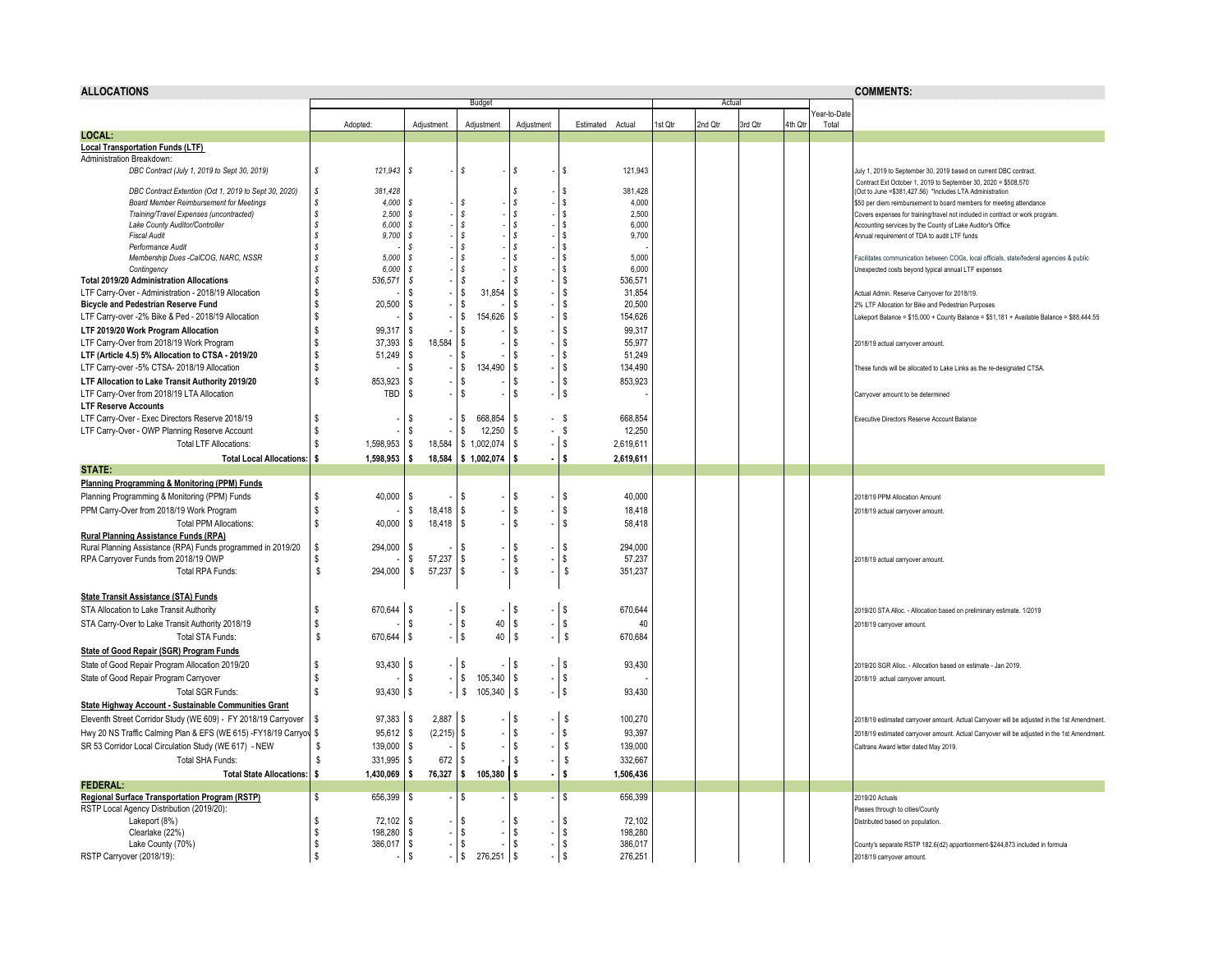| ALLOCATIONS | Budget | | | | | Actual | | | | | COMMENTS: |
|---|---|---|---|---|---|---|---|---|---|---|---|
| | Adopted: | Adjustment | Adjustment | Adjustment | Estimated Actual | 1st Qtr | 2nd Qtr | 3rd Qtr | 4th Qtr | Year-to-Date Total | |
| **LOCAL:** | | | | | | | | | | | |
| **Local Transportation Funds (LTF)** | | | | | | | | | | | |
| Administration Breakdown: | | | | | | | | | | | |
| *DBC Contract (July 1, 2019 to Sept 30, 2019)* | *$ 121,943* | *$ -* | *$ -* | *$ -* | $ 121,943 | | | | | | July 1, 2019 to September 30, 2019 based on current DBC contract. |
| *DBC Contract Extention (Oct 1, 2019 to Sept 30, 2020)* | *$ 381,428* | | | *$ -* | $ 381,428 | | | | | | Contract Ext October 1, 2019 to September 30, 2020 = $508,570 (Oct to June =$381,427.56) *Includes LTA Administration |
| *Board Member Reimbursement for Meetings* | *$ 4,000* | *$ -* | *$ -* | *$ -* | $ 4,000 | | | | | | $50 per diem reimbursement to board members for meeting attendance |
| *Training/Travel Expenses (uncontracted)* | *$ 2,500* | *$ -* | *$ -* | *$ -* | $ 2,500 | | | | | | Covers expenses for training/travel not included in contract or work program. |
| *Lake County Auditor/Controller* | *$ 6,000* | *$ -* | *$ -* | *$ -* | $ 6,000 | | | | | | Accounting services by the County of Lake Auditor's Office |
| *Fiscal Audit* | *$ 9,700* | *$ -* | *$ -* | *$ -* | $ 9,700 | | | | | | Annual requirement of TDA to audit LTF funds |
| *Performance Audit* | *$ -* | *$ -* | *$ -* | *$ -* | $ - | | | | | | |
| *Membership Dues -CalCOG, NARC, NSSR* | *$ 5,000* | *$ -* | *$ -* | *$ -* | $ 5,000 | | | | | | Facilitates communication between COGs, local officials, state/federal agencies & public |
| *Contingency* | *$ 6,000* | *$ -* | *$ -* | *$ -* | $ 6,000 | | | | | | Unexpected costs beyond typical annual LTF expenses |
| **Total 2019/20 Administration Allocations** | *$ 536,571* | *$ -* | *$ -* | *$ -* | $ 536,571 | | | | | | |
| LTF Carry-Over - Administration - 2018/19 Allocation | $ - | $ - | $ 31,854 | $ - | $ 31,854 | | | | | | Actual Admin. Reserve Carryover for 2018/19. |
| **Bicycle and Pedestrian Reserve Fund** | $ 20,500 | $ - | $ - | $ - | $ 20,500 | | | | | | 2% LTF Allocation for Bike and Pedestrian Purposes |
| LTF Carry-over -2% Bike & Ped - 2018/19 Allocation | $ - | $ - | $ 154,626 | $ - | $ 154,626 | | | | | | Lakeport Balance = $15,000 + County Balance = $51,181 + Available Balance = $88,444.55 |
| **LTF 2019/20 Work Program Allocation** | $ 99,317 | $ - | $ - | $ - | $ 99,317 | | | | | | |
| LTF Carry-Over from 2018/19 Work Program | $ 37,393 | $ 18,584 | $ - | $ - | $ 55,977 | | | | | | 2018/19 actual carryover amount. |
| **LTF (Article 4.5) 5% Allocation to CTSA - 2019/20** | $ 51,249 | $ - | $ - | $ - | $ 51,249 | | | | | | |
| LTF Carry-over -5% CTSA- 2018/19 Allocation | $ - | $ - | $ 134,490 | $ - | $ 134,490 | | | | | | These funds will be allocated to Lake Links as the re-designated CTSA. |
| **LTF Allocation to Lake Transit Authority 2019/20** | $ 853,923 | $ - | $ - | $ - | $ 853,923 | | | | | | |
| LTF Carry-Over from 2018/19 LTA Allocation | TBD | $ - | $ - | $ - | $ - | | | | | | Carryover amount to be determined |
| **LTF Reserve Accounts** | | | | | | | | | | | |
| LTF Carry-Over - Exec Directors Reserve 2018/19 | $ - | $ - | $ 668,854 | $ - | $ 668,854 | | | | | | Executive Directors Reserve Account Balance |
| LTF Carry-Over - OWP Planning Reserve Account | $ - | $ - | $ 12,250 | $ - | $ 12,250 | | | | | | |
| Total LTF Allocations: | $ 1,598,953 | $ 18,584 | $ 1,002,074 | $ - | $ 2,619,611 | | | | | | |
| **Total Local Allocations:** | **$ 1,598,953** | **$ 18,584** | **$ 1,002,074** | **$ -** | **$ 2,619,611** | | | | | | |
| **STATE:** | | | | | | | | | | | |
| **Planning Programming & Monitoring (PPM) Funds** | | | | | | | | | | | |
| Planning Programming & Monitoring (PPM) Funds | $ 40,000 | $ - | $ - | $ - | $ 40,000 | | | | | | 2018/19 PPM Allocation Amount |
| PPM Carry-Over from 2018/19 Work Program | $ - | $ 18,418 | $ - | $ - | $ 18,418 | | | | | | 2018/19 actual carryover amount. |
| Total PPM Allocations: | $ 40,000 | $ 18,418 | $ - | $ - | $ 58,418 | | | | | | |
| **Rural Planning Assistance Funds (RPA)** | | | | | | | | | | | |
| Rural Planning Assistance (RPA) Funds programmed in 2019/20 | $ 294,000 | $ - | $ - | $ - | $ 294,000 | | | | | | |
| RPA Carryover Funds from 2018/19 OWP | $ - | $ 57,237 | $ - | $ - | $ 57,237 | | | | | | 2018/19 actual carryover amount. |
| Total RPA Funds: | $ 294,000 | $ 57,237 | $ - | $ - | $ 351,237 | | | | | | |
| **State Transit Assistance (STA) Funds** | | | | | | | | | | | |
| STA Allocation to Lake Transit Authority | $ 670,644 | $ - | $ - | $ - | $ 670,644 | | | | | | 2019/20 STA Alloc. - Allocation based on preliminary estimate. 1/2019 |
| STA Carry-Over to Lake Transit Authority 2018/19 | $ - | $ - | $ 40 | $ - | $ 40 | | | | | | 2018/19 carryover amount. |
| Total STA Funds: | $ 670,644 | $ - | $ 40 | $ - | $ 670,684 | | | | | | |
| **State of Good Repair (SGR) Program Funds** | | | | | | | | | | | |
| State of Good Repair Program Allocation 2019/20 | $ 93,430 | $ - | $ - | $ - | $ 93,430 | | | | | | 2019/20 SGR Alloc. - Allocation based on estimate - Jan 2019. |
| State of Good Repair Program Carryover | $ - | $ - | $ 105,340 | $ - | $ - | | | | | | 2018/19 actual carryover amount. |
| Total SGR Funds: | $ 93,430 | $ - | $ 105,340 | $ - | $ 93,430 | | | | | | |
| **State Highway Account - Sustainable Communities Grant** | | | | | | | | | | | |
| Eleventh Street Corridor Study (WE 609) - FY 2018/19 Carryover | $ 97,383 | $ 2,887 | $ - | $ - | $ 100,270 | | | | | | 2018/19 estimated carryover amount. Actual Carryover will be adjusted in the 1st Amendment. |
| Hwy 20 NS Traffic Calming Plan & EFS (WE 615) -FY18/19 Carryov | $ 95,612 | $ (2,215) | $ - | $ - | $ 93,397 | | | | | | 2018/19 estimated carryover amount. Actual Carryover will be adjusted in the 1st Amendment. |
| SR 53 Corridor Local Circulation Study (WE 617) - NEW | $ 139,000 | $ - | $ - | $ - | $ 139,000 | | | | | | Caltrans Award letter dated May 2019. |
| Total SHA Funds: | $ 331,995 | $ 672 | $ - | $ - | $ 332,667 | | | | | | |
| **Total State Allocations:** | **$ 1,430,069** | **$ 76,327** | **$ 105,380** | **$ -** | **$ 1,506,436** | | | | | | |
| **FEDERAL:** | | | | | | | | | | | |
| **Regional Surface Transportation Program (RSTP)** | $ 656,399 | $ - | $ - | $ - | $ 656,399 | | | | | | 2019/20 Actuals |
| RSTP Local Agency Distribution (2019/20): | | | | | | | | | | | Passes through to cities/County |
| Lakeport (8%) | $ 72,102 | $ - | $ - | $ - | $ 72,102 | | | | | | Distributed based on population. |
| Clearlake (22%) | $ 198,280 | $ - | $ - | $ - | $ 198,280 | | | | | | |
| Lake County (70%) | $ 386,017 | $ - | $ - | $ - | $ 386,017 | | | | | | County's separate RSTP 182.6(d2) apportionment-$244,873 included in formula |
| RSTP Carryover (2018/19): | $ - | $ - | $ 276,251 | $ - | $ 276,251 | | | | | | 2018/19 carryover amount. |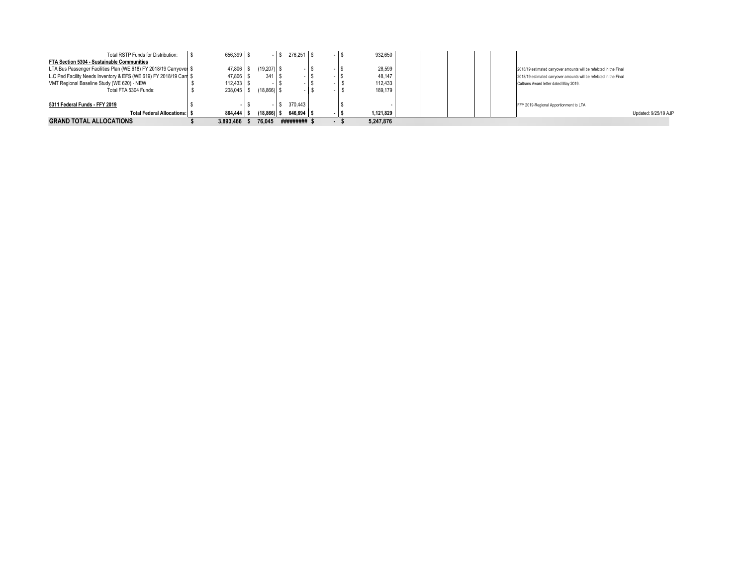| | | | | | | | | | | |
|---|---|---|---|---|---|---|---|---|---|---|
| Total RSTP Funds for Distribution: | $ 656,399 | $ - | $ 276,251 | $ - | $ 932,650 | | | | | |
| **FTA Section 5304 - Sustainable Communities** | | | | | | | | | | |
| LTA Bus Passenger Facilities Plan (WE 618) FY 2018/19 Carryover | $ 47,806 | $ (19,207) | $ - | $ - | $ 28,599 | | | | | 2018/19 estimated carryover amounts will be refelcted in the Final |
| L.C Ped Facility Needs Inventory & EFS (WE 619) FY 2018/19 Carr | $ 47,806 | $ 341 | $ - | $ - | $ 48,147 | | | | | 2018/19 estimated carryover amounts will be refelcted in the Final |
| VMT Regional Baseline Study (WE 620) - NEW | $ 112,433 | $ - | $ - | $ - | $ 112,433 | | | | | Caltrans Award letter dated May 2019. |
| Total FTA 5304 Funds: | $ 208,045 | $ (18,866) | $ - | $ - | $ 189,179 | | | | | |
| **5311 Federal Funds - FFY 2019** | $ - | $ - | $ 370,443 | | $ - | | | | | FFY 2019-Regional Apportionment to LTA |
| **Total Federal Allocations:** | **$ 864,444** | **$ (18,866)** | **$ 646,694** | **$ -** | **$ 1,121,829** | | | | | Updated: 9/25/19 AJP |
| **GRAND TOTAL ALLOCATIONS** | **$ 3,893,466** | **$ 76,045** | **#########** | **$ -** | **$ 5,247,876** | | | | | |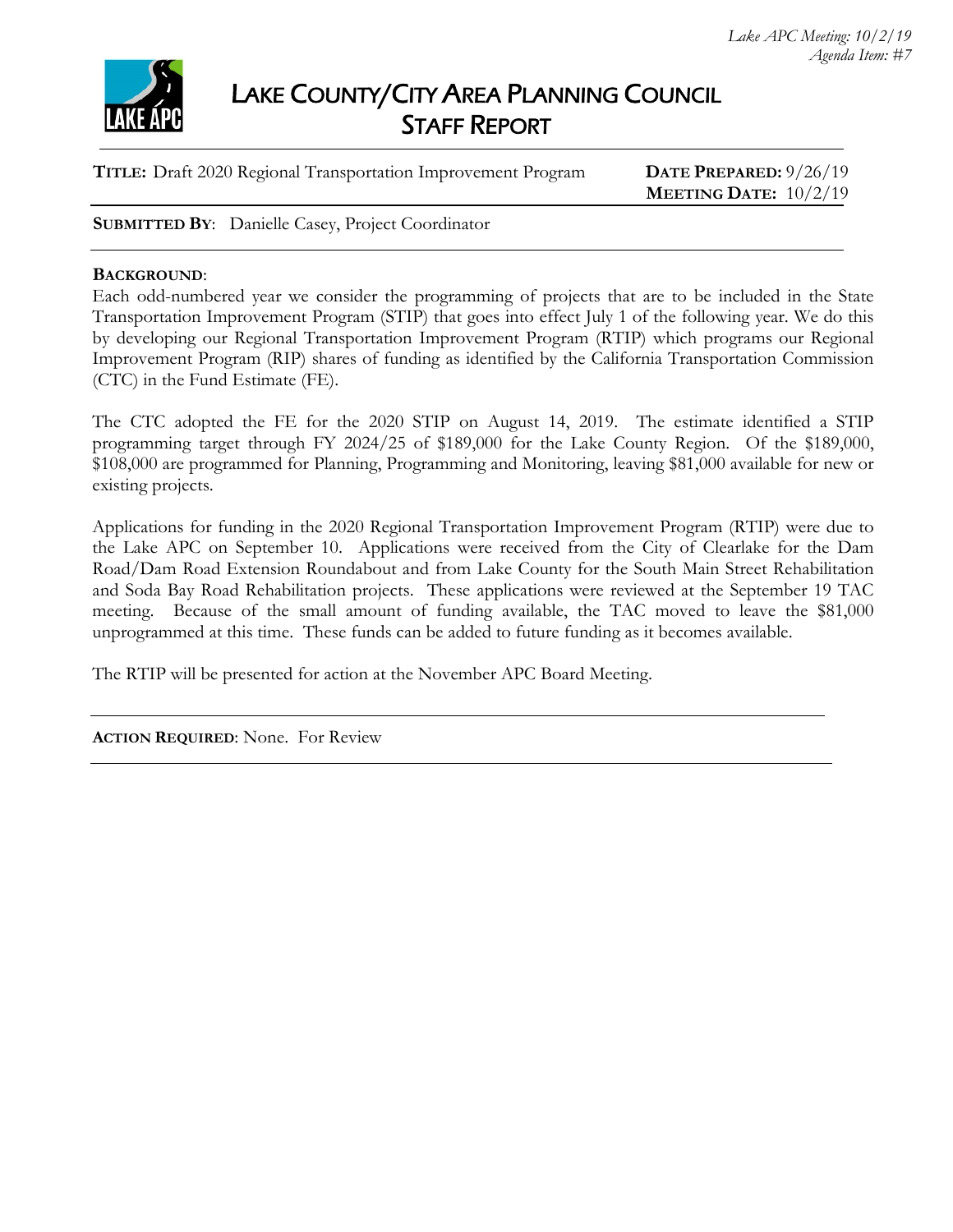# LAKE COUNTY/CITY AREA PLANNING COUNCIL
## STAFF REPORT

**TITLE:** Draft 2020 Regional Transportation Improvement Program

**DATE PREPARED:** 9/26/19
**MEETING DATE:** 10/2/19

**SUBMITTED BY**: Danielle Casey, Project Coordinator

**BACKGROUND**:
Each odd-numbered year we consider the programming of projects that are to be included in the State Transportation Improvement Program (STIP) that goes into effect July 1 of the following year. We do this by developing our Regional Transportation Improvement Program (RTIP) which programs our Regional Improvement Program (RIP) shares of funding as identified by the California Transportation Commission (CTC) in the Fund Estimate (FE).

The CTC adopted the FE for the 2020 STIP on August 14, 2019. The estimate identified a STIP programming target through FY 2024/25 of $189,000 for the Lake County Region. Of the $189,000, $108,000 are programmed for Planning, Programming and Monitoring, leaving $81,000 available for new or existing projects.

Applications for funding in the 2020 Regional Transportation Improvement Program (RTIP) were due to the Lake APC on September 10. Applications were received from the City of Clearlake for the Dam Road/Dam Road Extension Roundabout and from Lake County for the South Main Street Rehabilitation and Soda Bay Road Rehabilitation projects. These applications were reviewed at the September 19 TAC meeting. Because of the small amount of funding available, the TAC moved to leave the $81,000 unprogrammed at this time. These funds can be added to future funding as it becomes available.

The RTIP will be presented for action at the November APC Board Meeting.

---

**ACTION REQUIRED**: None. For Review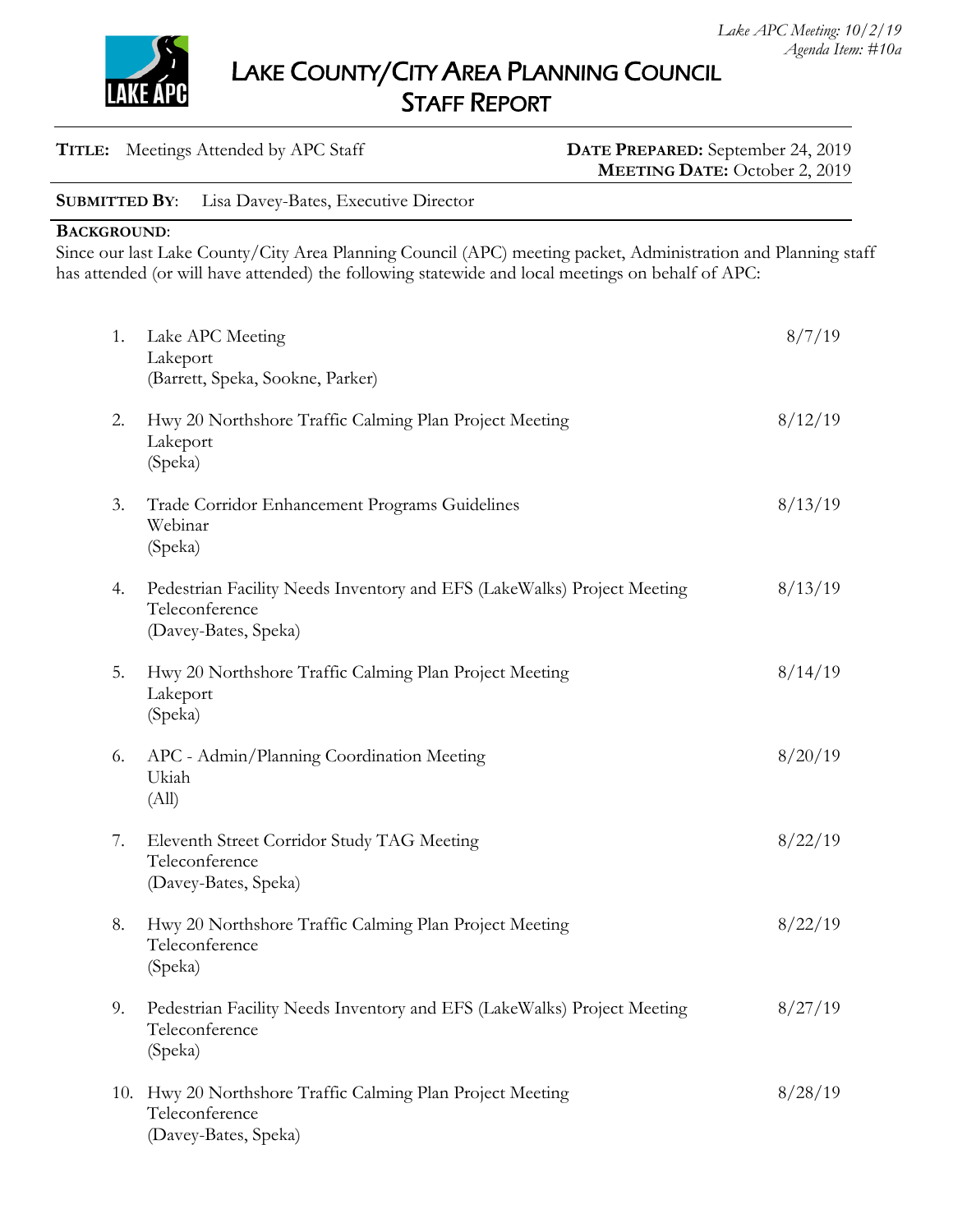*Lake APC Meeting: 10/2/19*
*Agenda Item: #10a*

# LAKE COUNTY/CITY AREA PLANNING COUNCIL
## STAFF REPORT

**TITLE:** Meetings Attended by APC Staff

**DATE PREPARED:** September 24, 2019
**MEETING DATE:** October 2, 2019

**SUBMITTED BY**: Lisa Davey-Bates, Executive Director

**BACKGROUND**:
Since our last Lake County/City Area Planning Council (APC) meeting packet, Administration and Planning staff has attended (or will have attended) the following statewide and local meetings on behalf of APC:

1. Lake APC Meeting — 8/7/19
   Lakeport
   (Barrett, Speka, Sookne, Parker)

2. Hwy 20 Northshore Traffic Calming Plan Project Meeting — 8/12/19
   Lakeport
   (Speka)

3. Trade Corridor Enhancement Programs Guidelines — 8/13/19
   Webinar
   (Speka)

4. Pedestrian Facility Needs Inventory and EFS (LakeWalks) Project Meeting — 8/13/19
   Teleconference
   (Davey-Bates, Speka)

5. Hwy 20 Northshore Traffic Calming Plan Project Meeting — 8/14/19
   Lakeport
   (Speka)

6. APC - Admin/Planning Coordination Meeting — 8/20/19
   Ukiah
   (All)

7. Eleventh Street Corridor Study TAG Meeting — 8/22/19
   Teleconference
   (Davey-Bates, Speka)

8. Hwy 20 Northshore Traffic Calming Plan Project Meeting — 8/22/19
   Teleconference
   (Speka)

9. Pedestrian Facility Needs Inventory and EFS (LakeWalks) Project Meeting — 8/27/19
   Teleconference
   (Speka)

10. Hwy 20 Northshore Traffic Calming Plan Project Meeting — 8/28/19
    Teleconference
    (Davey-Bates, Speka)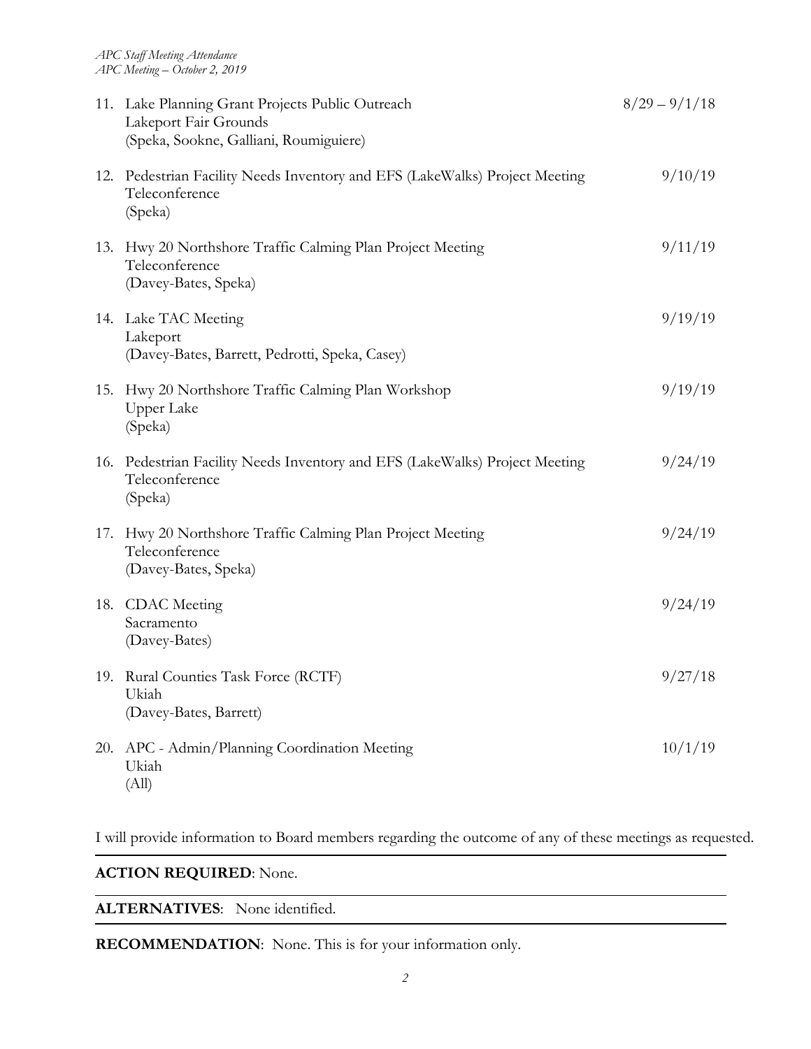11. Lake Planning Grant Projects Public Outreach — 8/29 – 9/1/18
    Lakeport Fair Grounds
    (Speka, Sookne, Galliani, Roumiguiere)

12. Pedestrian Facility Needs Inventory and EFS (LakeWalks) Project Meeting — 9/10/19
    Teleconference
    (Speka)

13. Hwy 20 Northshore Traffic Calming Plan Project Meeting — 9/11/19
    Teleconference
    (Davey-Bates, Speka)

14. Lake TAC Meeting — 9/19/19
    Lakeport
    (Davey-Bates, Barrett, Pedrotti, Speka, Casey)

15. Hwy 20 Northshore Traffic Calming Plan Workshop — 9/19/19
    Upper Lake
    (Speka)

16. Pedestrian Facility Needs Inventory and EFS (LakeWalks) Project Meeting — 9/24/19
    Teleconference
    (Speka)

17. Hwy 20 Northshore Traffic Calming Plan Project Meeting — 9/24/19
    Teleconference
    (Davey-Bates, Speka)

18. CDAC Meeting — 9/24/19
    Sacramento
    (Davey-Bates)

19. Rural Counties Task Force (RCTF) — 9/27/18
    Ukiah
    (Davey-Bates, Barrett)

20. APC - Admin/Planning Coordination Meeting — 10/1/19
    Ukiah
    (All)

I will provide information to Board members regarding the outcome of any of these meetings as requested.

---

**ACTION REQUIRED**: None.

---

**ALTERNATIVES**: None identified.

---

**RECOMMENDATION**: None. This is for your information only.